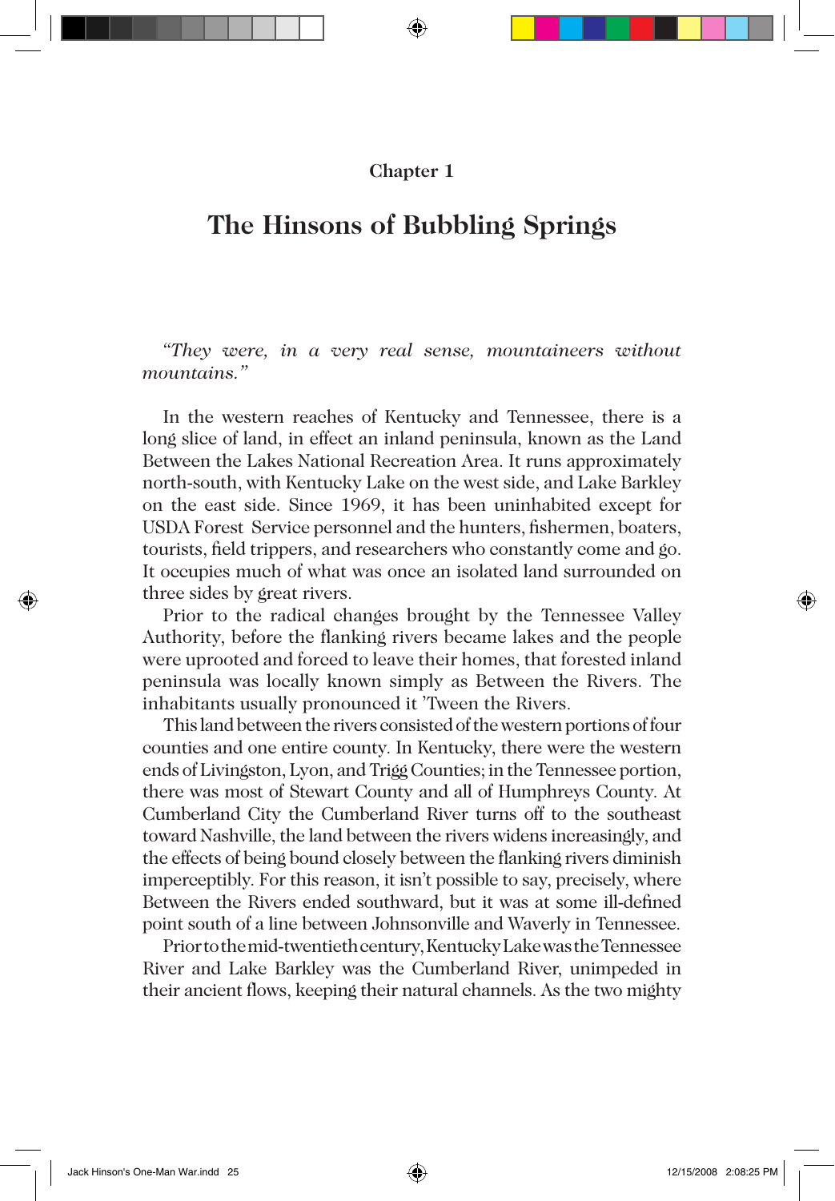Chapter 1

# The Hinsons of Bubbling Springs

*"They were, in a very real sense, mountaineers without mountains."*

In the western reaches of Kentucky and Tennessee, there is a long slice of land, in effect an inland peninsula, known as the Land Between the Lakes National Recreation Area. It runs approximately north-south, with Kentucky Lake on the west side, and Lake Barkley on the east side. Since 1969, it has been uninhabited except for USDA Forest Service personnel and the hunters, fishermen, boaters, tourists, field trippers, and researchers who constantly come and go. It occupies much of what was once an isolated land surrounded on three sides by great rivers.

Prior to the radical changes brought by the Tennessee Valley Authority, before the flanking rivers became lakes and the people were uprooted and forced to leave their homes, that forested inland peninsula was locally known simply as Between the Rivers. The inhabitants usually pronounced it 'Tween the Rivers.

This land between the rivers consisted of the western portions of four counties and one entire county. In Kentucky, there were the western ends of Livingston, Lyon, and Trigg Counties; in the Tennessee portion, there was most of Stewart County and all of Humphreys County. At Cumberland City the Cumberland River turns off to the southeast toward Nashville, the land between the rivers widens increasingly, and the effects of being bound closely between the flanking rivers diminish imperceptibly. For this reason, it isn't possible to say, precisely, where Between the Rivers ended southward, but it was at some ill-defined point south of a line between Johnsonville and Waverly in Tennessee.

Prior to the mid-twentieth century, Kentucky Lake was the Tennessee River and Lake Barkley was the Cumberland River, unimpeded in their ancient flows, keeping their natural channels. As the two mighty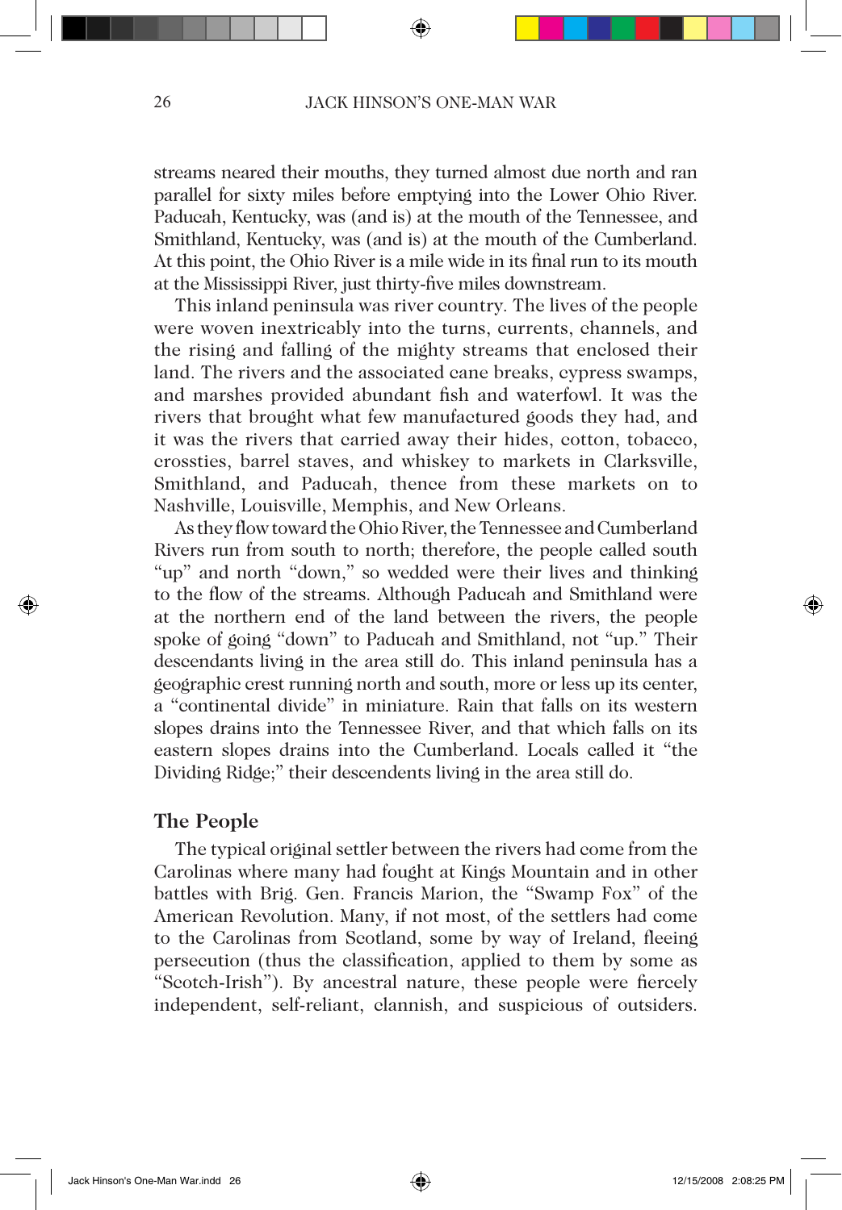streams neared their mouths, they turned almost due north and ran parallel for sixty miles before emptying into the Lower Ohio River. Paducah, Kentucky, was (and is) at the mouth of the Tennessee, and Smithland, Kentucky, was (and is) at the mouth of the Cumberland. At this point, the Ohio River is a mile wide in its final run to its mouth at the Mississippi River, just thirty-five miles downstream.

This inland peninsula was river country. The lives of the people were woven inextricably into the turns, currents, channels, and the rising and falling of the mighty streams that enclosed their land. The rivers and the associated cane breaks, cypress swamps, and marshes provided abundant fish and waterfowl. It was the rivers that brought what few manufactured goods they had, and it was the rivers that carried away their hides, cotton, tobacco, crossties, barrel staves, and whiskey to markets in Clarksville, Smithland, and Paducah, thence from these markets on to Nashville, Louisville, Memphis, and New Orleans.

As they flow toward the Ohio River, the Tennessee and Cumberland Rivers run from south to north; therefore, the people called south "up" and north "down," so wedded were their lives and thinking to the flow of the streams. Although Paducah and Smithland were at the northern end of the land between the rivers, the people spoke of going "down" to Paducah and Smithland, not "up." Their descendants living in the area still do. This inland peninsula has a geographic crest running north and south, more or less up its center, a "continental divide" in miniature. Rain that falls on its western slopes drains into the Tennessee River, and that which falls on its eastern slopes drains into the Cumberland. Locals called it "the Dividing Ridge;" their descendents living in the area still do.

## The People

The typical original settler between the rivers had come from the Carolinas where many had fought at Kings Mountain and in other battles with Brig. Gen. Francis Marion, the "Swamp Fox" of the American Revolution. Many, if not most, of the settlers had come to the Carolinas from Scotland, some by way of Ireland, fleeing persecution (thus the classification, applied to them by some as "Scotch-Irish"). By ancestral nature, these people were fiercely independent, self-reliant, clannish, and suspicious of outsiders.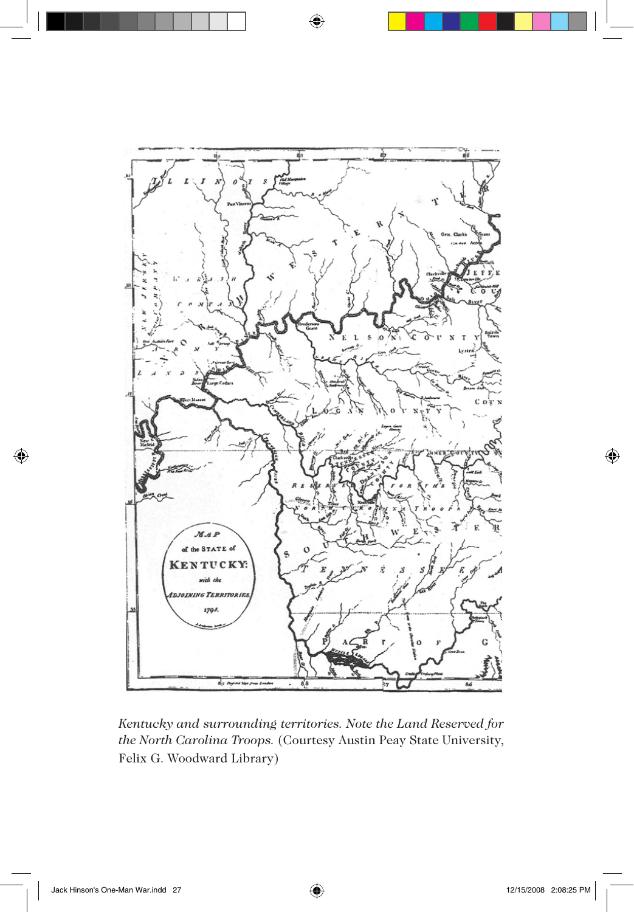*Kentucky and surrounding territories. Note the Land Reserved for the North Carolina Troops.* (Courtesy Austin Peay State University, Felix G. Woodward Library)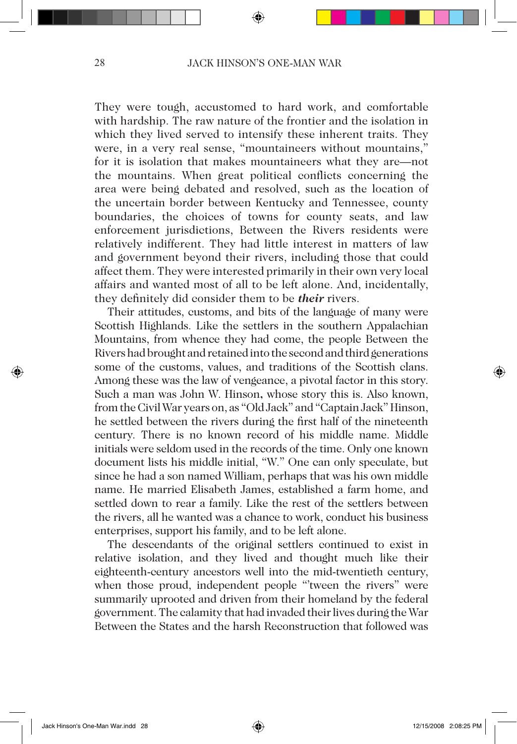They were tough, accustomed to hard work, and comfortable with hardship. The raw nature of the frontier and the isolation in which they lived served to intensify these inherent traits. They were, in a very real sense, "mountaineers without mountains," for it is isolation that makes mountaineers what they are—not the mountains. When great political conflicts concerning the area were being debated and resolved, such as the location of the uncertain border between Kentucky and Tennessee, county boundaries, the choices of towns for county seats, and law enforcement jurisdictions, Between the Rivers residents were relatively indifferent. They had little interest in matters of law and government beyond their rivers, including those that could affect them. They were interested primarily in their own very local affairs and wanted most of all to be left alone. And, incidentally, they definitely did consider them to be ***their*** rivers.

Their attitudes, customs, and bits of the language of many were Scottish Highlands. Like the settlers in the southern Appalachian Mountains, from whence they had come, the people Between the Rivers had brought and retained into the second and third generations some of the customs, values, and traditions of the Scottish clans. Among these was the law of vengeance, a pivotal factor in this story. Such a man was John W. Hinson, whose story this is. Also known, from the Civil War years on, as "Old Jack" and "Captain Jack" Hinson, he settled between the rivers during the first half of the nineteenth century. There is no known record of his middle name. Middle initials were seldom used in the records of the time. Only one known document lists his middle initial, "W." One can only speculate, but since he had a son named William, perhaps that was his own middle name. He married Elisabeth James, established a farm home, and settled down to rear a family. Like the rest of the settlers between the rivers, all he wanted was a chance to work, conduct his business enterprises, support his family, and to be left alone.

The descendants of the original settlers continued to exist in relative isolation, and they lived and thought much like their eighteenth-century ancestors well into the mid-twentieth century, when those proud, independent people "'tween the rivers" were summarily uprooted and driven from their homeland by the federal government. The calamity that had invaded their lives during the War Between the States and the harsh Reconstruction that followed was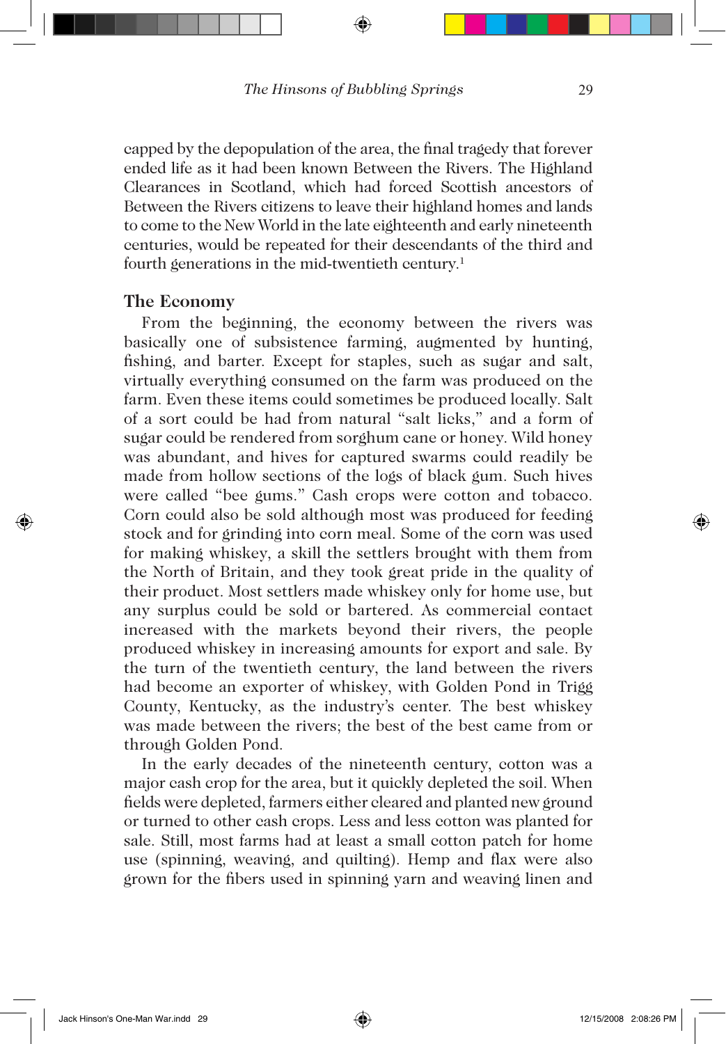capped by the depopulation of the area, the final tragedy that forever ended life as it had been known Between the Rivers. The Highland Clearances in Scotland, which had forced Scottish ancestors of Between the Rivers citizens to leave their highland homes and lands to come to the New World in the late eighteenth and early nineteenth centuries, would be repeated for their descendants of the third and fourth generations in the mid-twentieth century.[1]

### The Economy

From the beginning, the economy between the rivers was basically one of subsistence farming, augmented by hunting, fishing, and barter. Except for staples, such as sugar and salt, virtually everything consumed on the farm was produced on the farm. Even these items could sometimes be produced locally. Salt of a sort could be had from natural "salt licks," and a form of sugar could be rendered from sorghum cane or honey. Wild honey was abundant, and hives for captured swarms could readily be made from hollow sections of the logs of black gum. Such hives were called "bee gums." Cash crops were cotton and tobacco. Corn could also be sold although most was produced for feeding stock and for grinding into corn meal. Some of the corn was used for making whiskey, a skill the settlers brought with them from the North of Britain, and they took great pride in the quality of their product. Most settlers made whiskey only for home use, but any surplus could be sold or bartered. As commercial contact increased with the markets beyond their rivers, the people produced whiskey in increasing amounts for export and sale. By the turn of the twentieth century, the land between the rivers had become an exporter of whiskey, with Golden Pond in Trigg County, Kentucky, as the industry's center. The best whiskey was made between the rivers; the best of the best came from or through Golden Pond.

In the early decades of the nineteenth century, cotton was a major cash crop for the area, but it quickly depleted the soil. When fields were depleted, farmers either cleared and planted new ground or turned to other cash crops. Less and less cotton was planted for sale. Still, most farms had at least a small cotton patch for home use (spinning, weaving, and quilting). Hemp and flax were also grown for the fibers used in spinning yarn and weaving linen and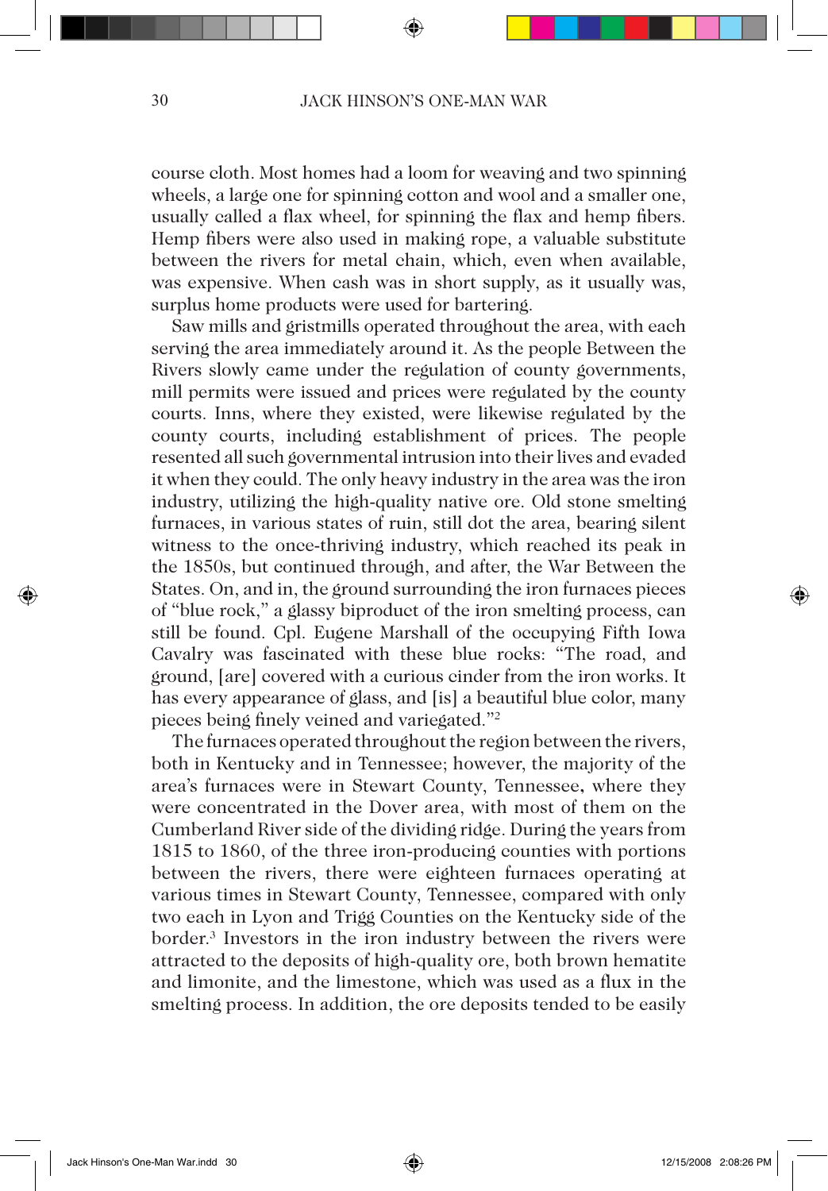course cloth. Most homes had a loom for weaving and two spinning wheels, a large one for spinning cotton and wool and a smaller one, usually called a flax wheel, for spinning the flax and hemp fibers. Hemp fibers were also used in making rope, a valuable substitute between the rivers for metal chain, which, even when available, was expensive. When cash was in short supply, as it usually was, surplus home products were used for bartering.

Saw mills and gristmills operated throughout the area, with each serving the area immediately around it. As the people Between the Rivers slowly came under the regulation of county governments, mill permits were issued and prices were regulated by the county courts. Inns, where they existed, were likewise regulated by the county courts, including establishment of prices. The people resented all such governmental intrusion into their lives and evaded it when they could. The only heavy industry in the area was the iron industry, utilizing the high-quality native ore. Old stone smelting furnaces, in various states of ruin, still dot the area, bearing silent witness to the once-thriving industry, which reached its peak in the 1850s, but continued through, and after, the War Between the States. On, and in, the ground surrounding the iron furnaces pieces of "blue rock," a glassy biproduct of the iron smelting process, can still be found. Cpl. Eugene Marshall of the occupying Fifth Iowa Cavalry was fascinated with these blue rocks: "The road, and ground, [are] covered with a curious cinder from the iron works. It has every appearance of glass, and [is] a beautiful blue color, many pieces being finely veined and variegated."[2]

The furnaces operated throughout the region between the rivers, both in Kentucky and in Tennessee; however, the majority of the area's furnaces were in Stewart County, Tennessee, where they were concentrated in the Dover area, with most of them on the Cumberland River side of the dividing ridge. During the years from 1815 to 1860, of the three iron-producing counties with portions between the rivers, there were eighteen furnaces operating at various times in Stewart County, Tennessee, compared with only two each in Lyon and Trigg Counties on the Kentucky side of the border.[3] Investors in the iron industry between the rivers were attracted to the deposits of high-quality ore, both brown hematite and limonite, and the limestone, which was used as a flux in the smelting process. In addition, the ore deposits tended to be easily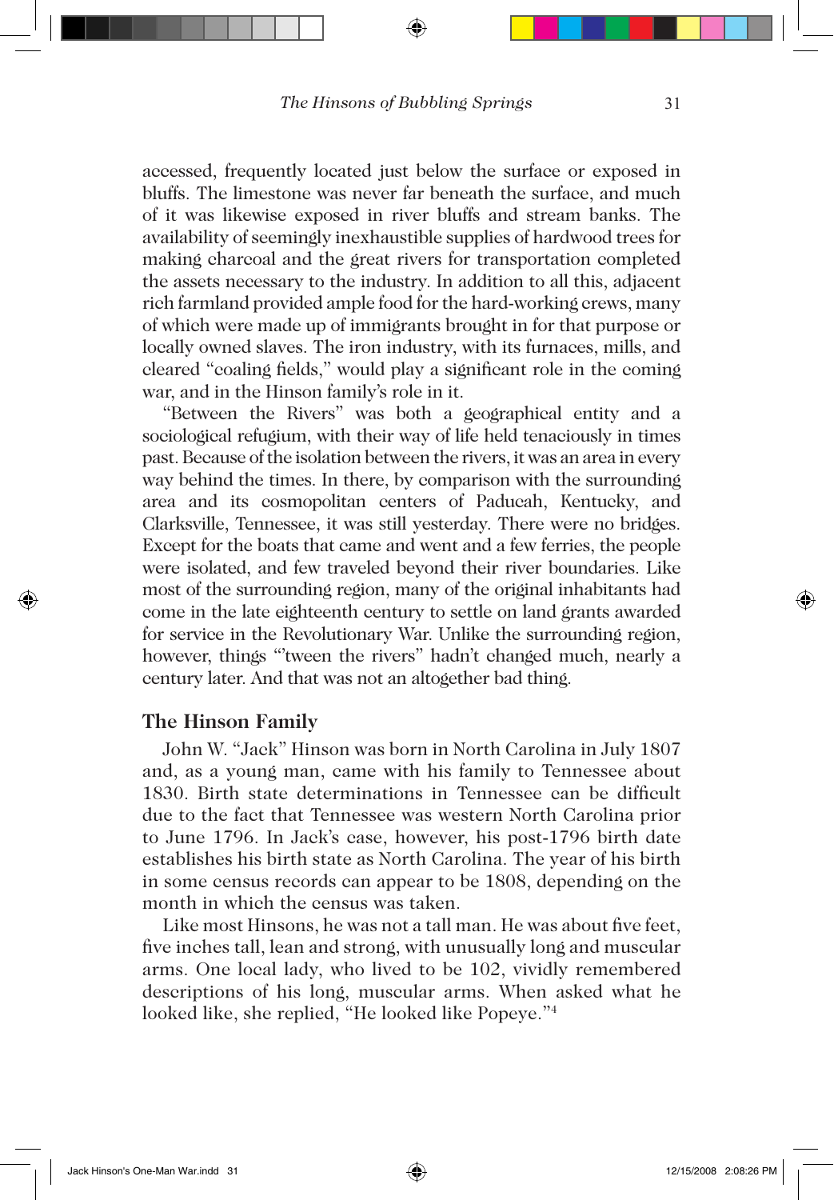accessed, frequently located just below the surface or exposed in bluffs. The limestone was never far beneath the surface, and much of it was likewise exposed in river bluffs and stream banks. The availability of seemingly inexhaustible supplies of hardwood trees for making charcoal and the great rivers for transportation completed the assets necessary to the industry. In addition to all this, adjacent rich farmland provided ample food for the hard-working crews, many of which were made up of immigrants brought in for that purpose or locally owned slaves. The iron industry, with its furnaces, mills, and cleared "coaling fields," would play a significant role in the coming war, and in the Hinson family's role in it.

"Between the Rivers" was both a geographical entity and a sociological refugium, with their way of life held tenaciously in times past. Because of the isolation between the rivers, it was an area in every way behind the times. In there, by comparison with the surrounding area and its cosmopolitan centers of Paducah, Kentucky, and Clarksville, Tennessee, it was still yesterday. There were no bridges. Except for the boats that came and went and a few ferries, the people were isolated, and few traveled beyond their river boundaries. Like most of the surrounding region, many of the original inhabitants had come in the late eighteenth century to settle on land grants awarded for service in the Revolutionary War. Unlike the surrounding region, however, things "'tween the rivers" hadn't changed much, nearly a century later. And that was not an altogether bad thing.

## The Hinson Family

John W. "Jack" Hinson was born in North Carolina in July 1807 and, as a young man, came with his family to Tennessee about 1830. Birth state determinations in Tennessee can be difficult due to the fact that Tennessee was western North Carolina prior to June 1796. In Jack's case, however, his post-1796 birth date establishes his birth state as North Carolina. The year of his birth in some census records can appear to be 1808, depending on the month in which the census was taken.

Like most Hinsons, he was not a tall man. He was about five feet, five inches tall, lean and strong, with unusually long and muscular arms. One local lady, who lived to be 102, vividly remembered descriptions of his long, muscular arms. When asked what he looked like, she replied, "He looked like Popeye."[4]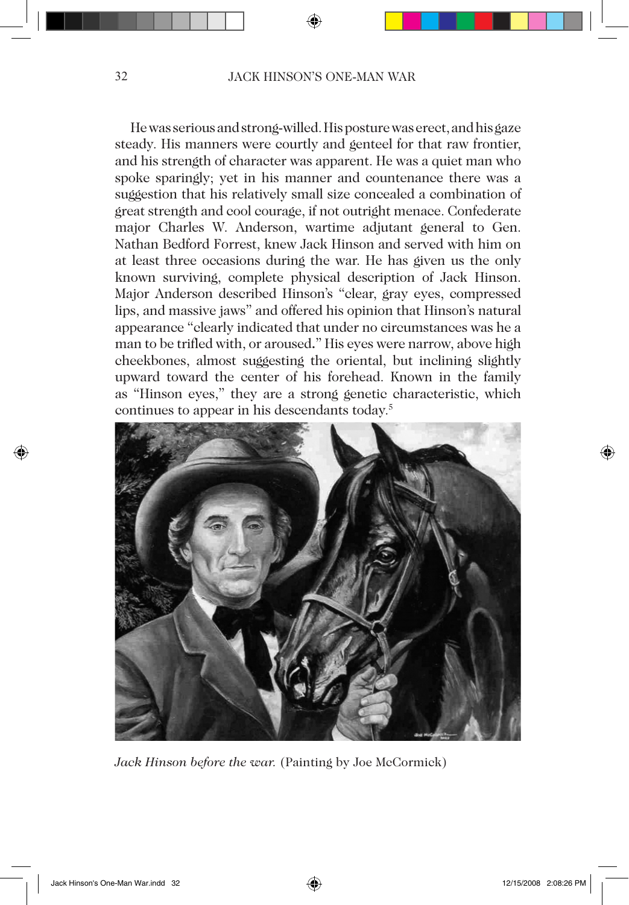He was serious and strong-willed. His posture was erect, and his gaze steady. His manners were courtly and genteel for that raw frontier, and his strength of character was apparent. He was a quiet man who spoke sparingly; yet in his manner and countenance there was a suggestion that his relatively small size concealed a combination of great strength and cool courage, if not outright menace. Confederate major Charles W. Anderson, wartime adjutant general to Gen. Nathan Bedford Forrest, knew Jack Hinson and served with him on at least three occasions during the war. He has given us the only known surviving, complete physical description of Jack Hinson. Major Anderson described Hinson's "clear, gray eyes, compressed lips, and massive jaws" and offered his opinion that Hinson's natural appearance "clearly indicated that under no circumstances was he a man to be trifled with, or aroused." His eyes were narrow, above high cheekbones, almost suggesting the oriental, but inclining slightly upward toward the center of his forehead. Known in the family as "Hinson eyes," they are a strong genetic characteristic, which continues to appear in his descendants today.[5]

*Jack Hinson before the war.* (Painting by Joe McCormick)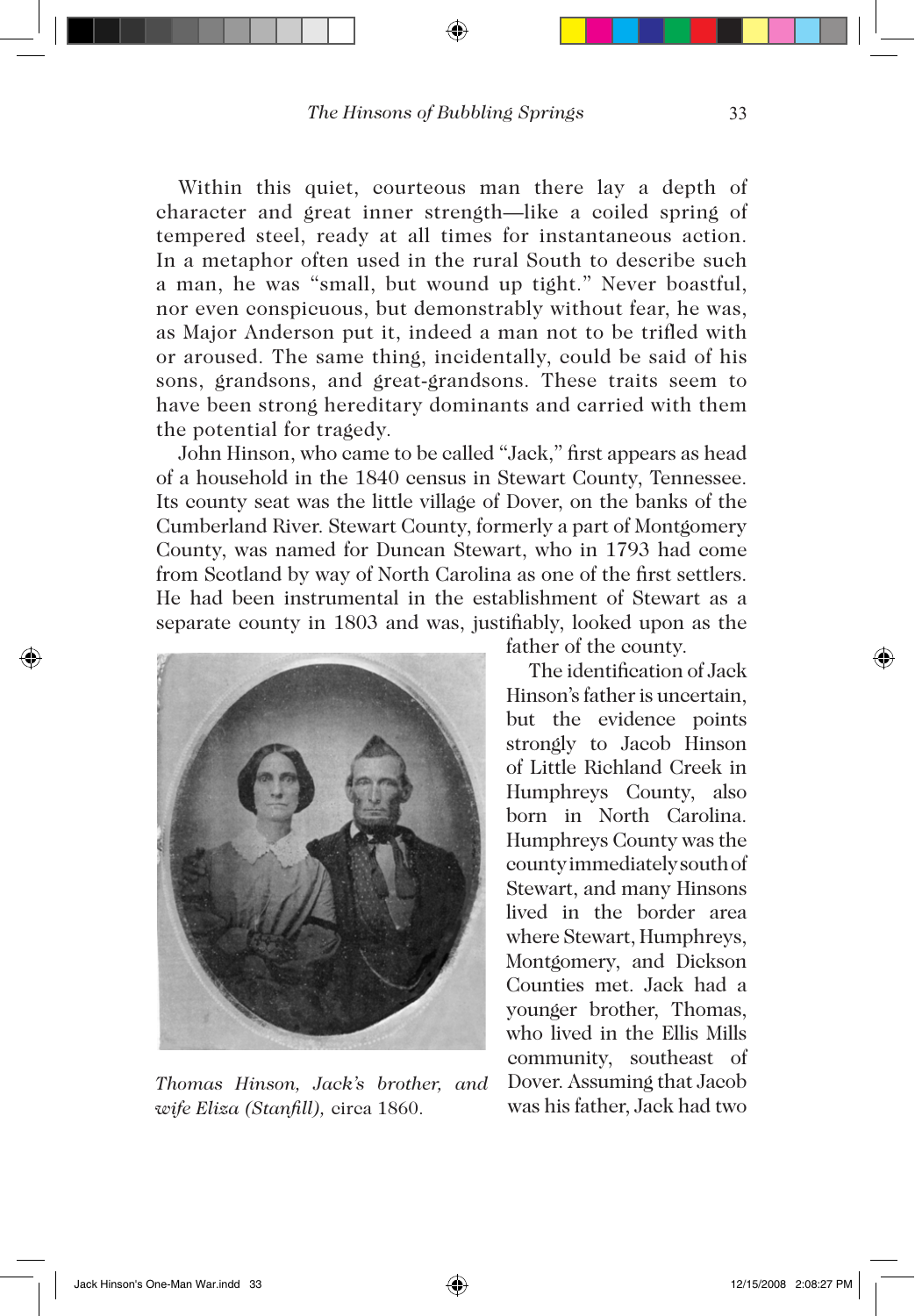Within this quiet, courteous man there lay a depth of character and great inner strength—like a coiled spring of tempered steel, ready at all times for instantaneous action. In a metaphor often used in the rural South to describe such a man, he was "small, but wound up tight." Never boastful, nor even conspicuous, but demonstrably without fear, he was, as Major Anderson put it, indeed a man not to be trifled with or aroused. The same thing, incidentally, could be said of his sons, grandsons, and great-grandsons. These traits seem to have been strong hereditary dominants and carried with them the potential for tragedy.

John Hinson, who came to be called "Jack," first appears as head of a household in the 1840 census in Stewart County, Tennessee. Its county seat was the little village of Dover, on the banks of the Cumberland River. Stewart County, formerly a part of Montgomery County, was named for Duncan Stewart, who in 1793 had come from Scotland by way of North Carolina as one of the first settlers. He had been instrumental in the establishment of Stewart as a separate county in 1803 and was, justifiably, looked upon as the father of the county.

*Thomas Hinson, Jack's brother, and wife Eliza (Stanfill),* circa 1860.

The identification of Jack Hinson's father is uncertain, but the evidence points strongly to Jacob Hinson of Little Richland Creek in Humphreys County, also born in North Carolina. Humphreys County was the county immediately south of Stewart, and many Hinsons lived in the border area where Stewart, Humphreys, Montgomery, and Dickson Counties met. Jack had a younger brother, Thomas, who lived in the Ellis Mills community, southeast of Dover. Assuming that Jacob was his father, Jack had two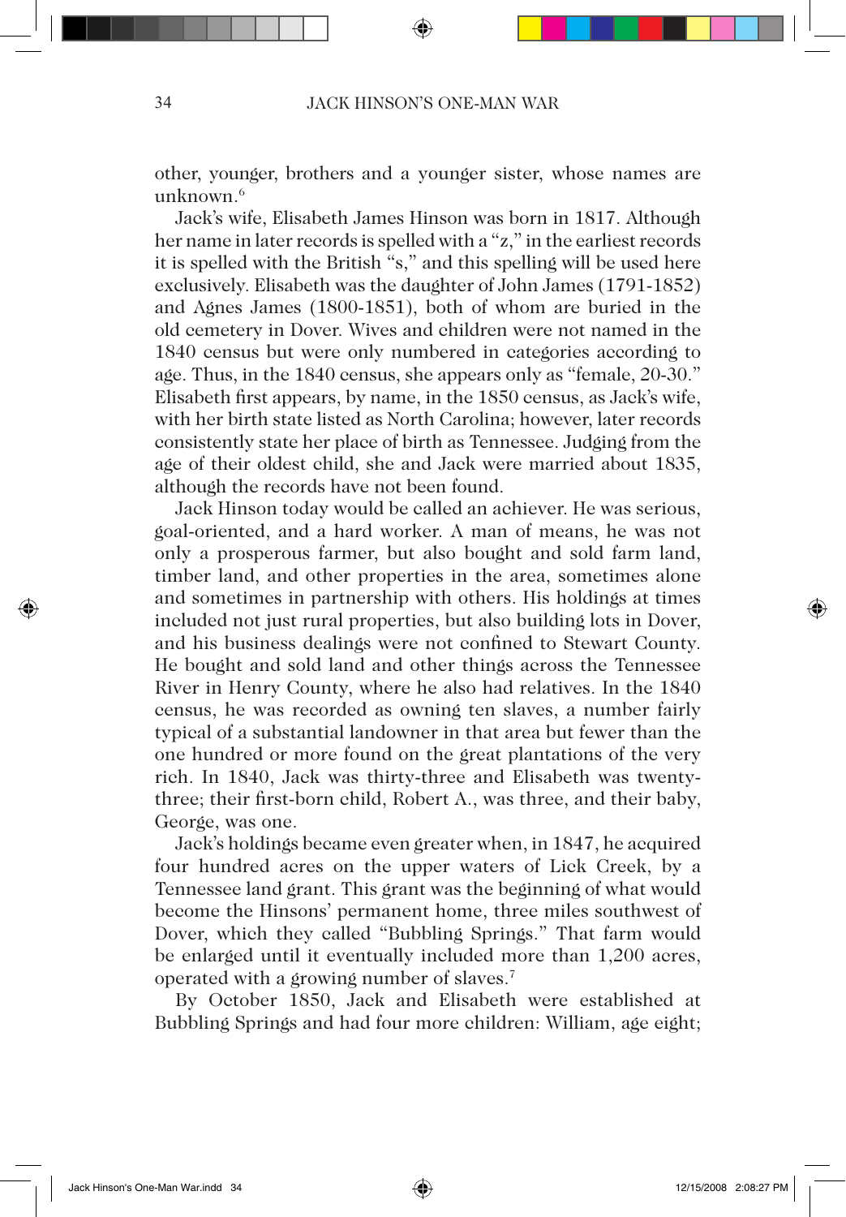other, younger, brothers and a younger sister, whose names are unknown.[6]

Jack's wife, Elisabeth James Hinson was born in 1817. Although her name in later records is spelled with a "z," in the earliest records it is spelled with the British "s," and this spelling will be used here exclusively. Elisabeth was the daughter of John James (1791-1852) and Agnes James (1800-1851), both of whom are buried in the old cemetery in Dover. Wives and children were not named in the 1840 census but were only numbered in categories according to age. Thus, in the 1840 census, she appears only as "female, 20-30." Elisabeth first appears, by name, in the 1850 census, as Jack's wife, with her birth state listed as North Carolina; however, later records consistently state her place of birth as Tennessee. Judging from the age of their oldest child, she and Jack were married about 1835, although the records have not been found.

Jack Hinson today would be called an achiever. He was serious, goal-oriented, and a hard worker. A man of means, he was not only a prosperous farmer, but also bought and sold farm land, timber land, and other properties in the area, sometimes alone and sometimes in partnership with others. His holdings at times included not just rural properties, but also building lots in Dover, and his business dealings were not confined to Stewart County. He bought and sold land and other things across the Tennessee River in Henry County, where he also had relatives. In the 1840 census, he was recorded as owning ten slaves, a number fairly typical of a substantial landowner in that area but fewer than the one hundred or more found on the great plantations of the very rich. In 1840, Jack was thirty-three and Elisabeth was twenty-three; their first-born child, Robert A., was three, and their baby, George, was one.

Jack's holdings became even greater when, in 1847, he acquired four hundred acres on the upper waters of Lick Creek, by a Tennessee land grant. This grant was the beginning of what would become the Hinsons' permanent home, three miles southwest of Dover, which they called "Bubbling Springs." That farm would be enlarged until it eventually included more than 1,200 acres, operated with a growing number of slaves.[7]

By October 1850, Jack and Elisabeth were established at Bubbling Springs and had four more children: William, age eight;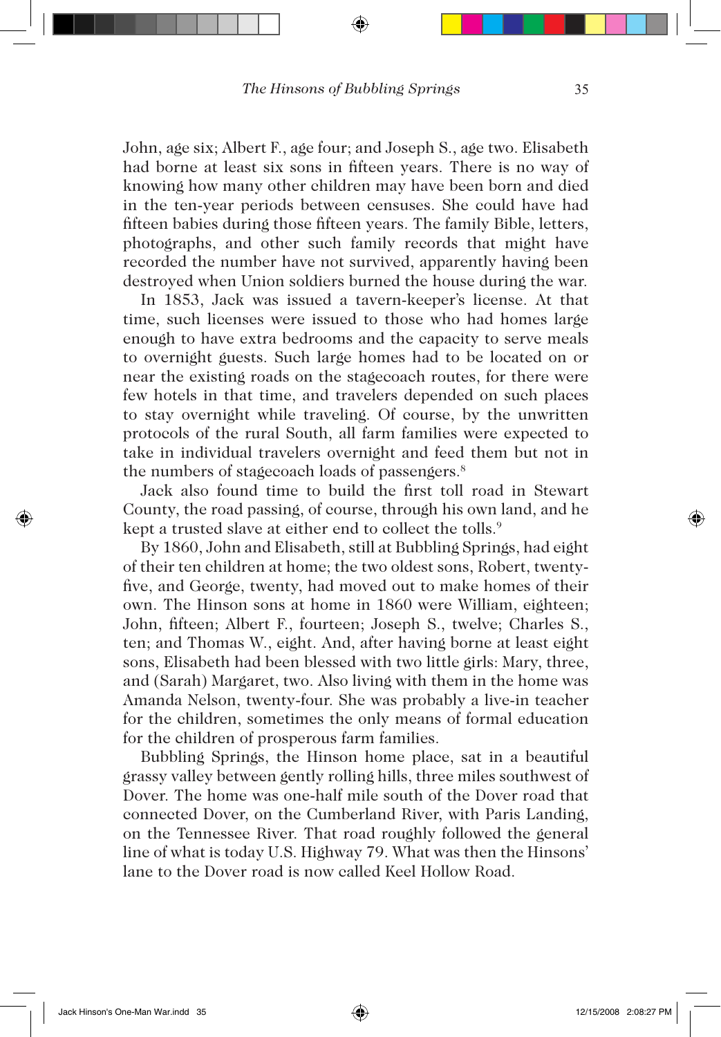John, age six; Albert F., age four; and Joseph S., age two. Elisabeth had borne at least six sons in fifteen years. There is no way of knowing how many other children may have been born and died in the ten-year periods between censuses. She could have had fifteen babies during those fifteen years. The family Bible, letters, photographs, and other such family records that might have recorded the number have not survived, apparently having been destroyed when Union soldiers burned the house during the war.

In 1853, Jack was issued a tavern-keeper's license. At that time, such licenses were issued to those who had homes large enough to have extra bedrooms and the capacity to serve meals to overnight guests. Such large homes had to be located on or near the existing roads on the stagecoach routes, for there were few hotels in that time, and travelers depended on such places to stay overnight while traveling. Of course, by the unwritten protocols of the rural South, all farm families were expected to take in individual travelers overnight and feed them but not in the numbers of stagecoach loads of passengers.[8]

Jack also found time to build the first toll road in Stewart County, the road passing, of course, through his own land, and he kept a trusted slave at either end to collect the tolls.[9]

By 1860, John and Elisabeth, still at Bubbling Springs, had eight of their ten children at home; the two oldest sons, Robert, twenty-five, and George, twenty, had moved out to make homes of their own. The Hinson sons at home in 1860 were William, eighteen; John, fifteen; Albert F., fourteen; Joseph S., twelve; Charles S., ten; and Thomas W., eight. And, after having borne at least eight sons, Elisabeth had been blessed with two little girls: Mary, three, and (Sarah) Margaret, two. Also living with them in the home was Amanda Nelson, twenty-four. She was probably a live-in teacher for the children, sometimes the only means of formal education for the children of prosperous farm families.

Bubbling Springs, the Hinson home place, sat in a beautiful grassy valley between gently rolling hills, three miles southwest of Dover. The home was one-half mile south of the Dover road that connected Dover, on the Cumberland River, with Paris Landing, on the Tennessee River. That road roughly followed the general line of what is today U.S. Highway 79. What was then the Hinsons' lane to the Dover road is now called Keel Hollow Road.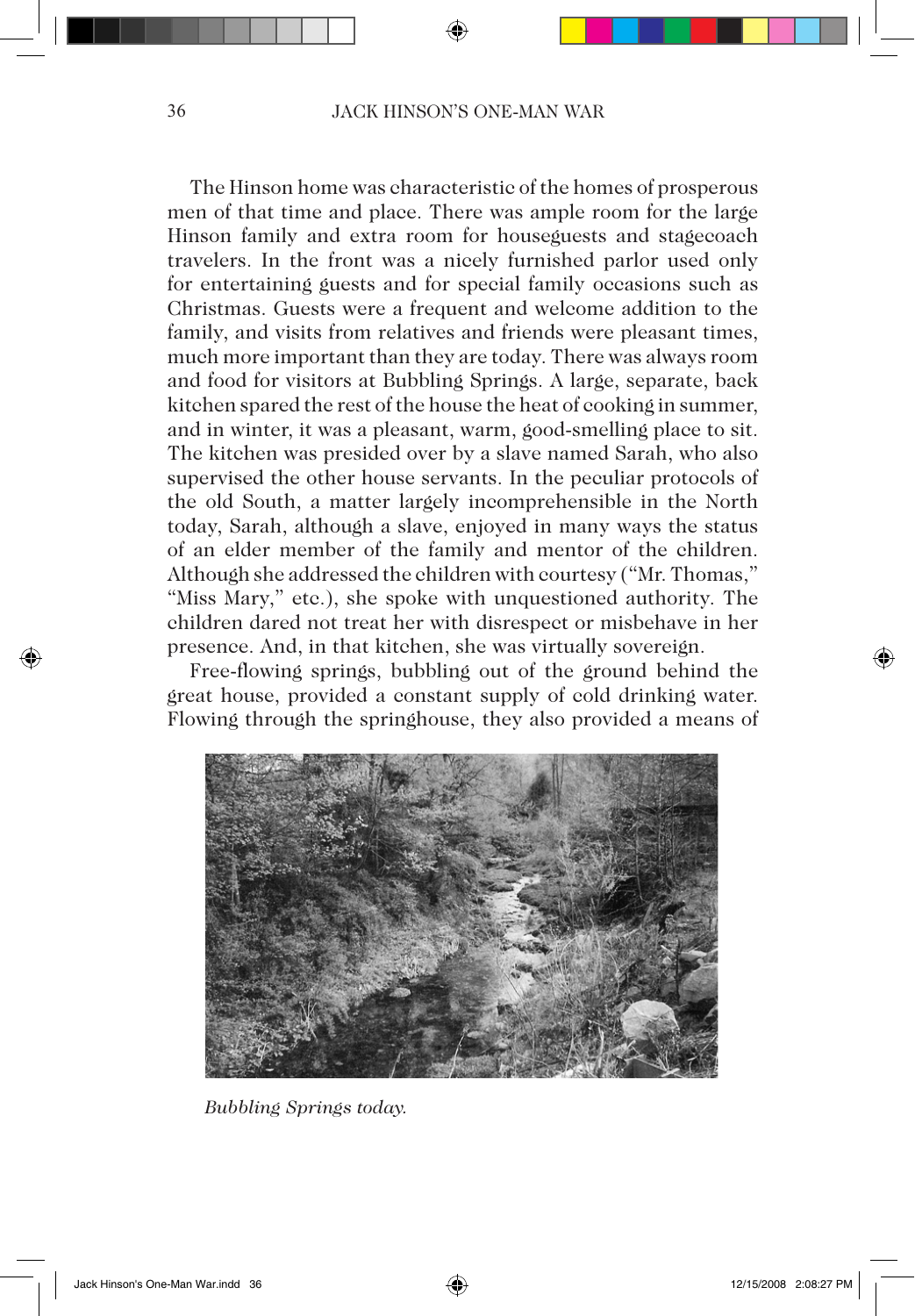The Hinson home was characteristic of the homes of prosperous men of that time and place. There was ample room for the large Hinson family and extra room for houseguests and stagecoach travelers. In the front was a nicely furnished parlor used only for entertaining guests and for special family occasions such as Christmas. Guests were a frequent and welcome addition to the family, and visits from relatives and friends were pleasant times, much more important than they are today. There was always room and food for visitors at Bubbling Springs. A large, separate, back kitchen spared the rest of the house the heat of cooking in summer, and in winter, it was a pleasant, warm, good-smelling place to sit. The kitchen was presided over by a slave named Sarah, who also supervised the other house servants. In the peculiar protocols of the old South, a matter largely incomprehensible in the North today, Sarah, although a slave, enjoyed in many ways the status of an elder member of the family and mentor of the children. Although she addressed the children with courtesy ("Mr. Thomas," "Miss Mary," etc.), she spoke with unquestioned authority. The children dared not treat her with disrespect or misbehave in her presence. And, in that kitchen, she was virtually sovereign.

Free-flowing springs, bubbling out of the ground behind the great house, provided a constant supply of cold drinking water. Flowing through the springhouse, they also provided a means of

*Bubbling Springs today.*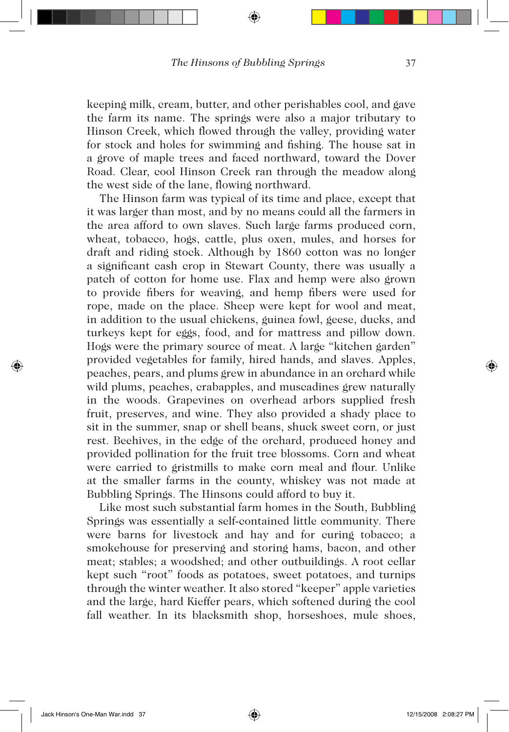keeping milk, cream, butter, and other perishables cool, and gave the farm its name. The springs were also a major tributary to Hinson Creek, which flowed through the valley, providing water for stock and holes for swimming and fishing. The house sat in a grove of maple trees and faced northward, toward the Dover Road. Clear, cool Hinson Creek ran through the meadow along the west side of the lane, flowing northward.

The Hinson farm was typical of its time and place, except that it was larger than most, and by no means could all the farmers in the area afford to own slaves. Such large farms produced corn, wheat, tobacco, hogs, cattle, plus oxen, mules, and horses for draft and riding stock. Although by 1860 cotton was no longer a significant cash crop in Stewart County, there was usually a patch of cotton for home use. Flax and hemp were also grown to provide fibers for weaving, and hemp fibers were used for rope, made on the place. Sheep were kept for wool and meat, in addition to the usual chickens, guinea fowl, geese, ducks, and turkeys kept for eggs, food, and for mattress and pillow down. Hogs were the primary source of meat. A large "kitchen garden" provided vegetables for family, hired hands, and slaves. Apples, peaches, pears, and plums grew in abundance in an orchard while wild plums, peaches, crabapples, and muscadines grew naturally in the woods. Grapevines on overhead arbors supplied fresh fruit, preserves, and wine. They also provided a shady place to sit in the summer, snap or shell beans, shuck sweet corn, or just rest. Beehives, in the edge of the orchard, produced honey and provided pollination for the fruit tree blossoms. Corn and wheat were carried to gristmills to make corn meal and flour. Unlike at the smaller farms in the county, whiskey was not made at Bubbling Springs. The Hinsons could afford to buy it.

Like most such substantial farm homes in the South, Bubbling Springs was essentially a self-contained little community. There were barns for livestock and hay and for curing tobacco; a smokehouse for preserving and storing hams, bacon, and other meat; stables; a woodshed; and other outbuildings. A root cellar kept such "root" foods as potatoes, sweet potatoes, and turnips through the winter weather. It also stored "keeper" apple varieties and the large, hard Kieffer pears, which softened during the cool fall weather. In its blacksmith shop, horseshoes, mule shoes,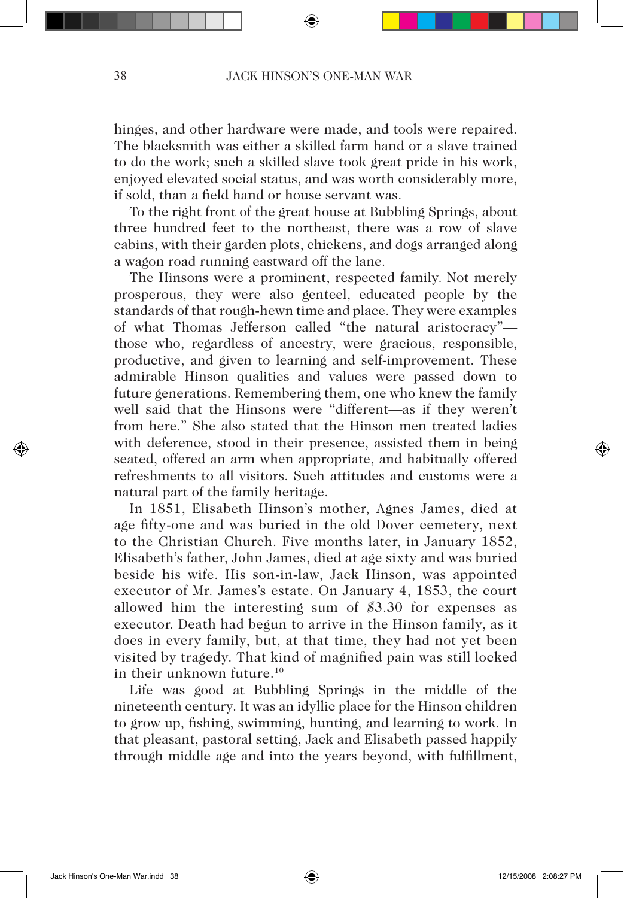hinges, and other hardware were made, and tools were repaired. The blacksmith was either a skilled farm hand or a slave trained to do the work; such a skilled slave took great pride in his work, enjoyed elevated social status, and was worth considerably more, if sold, than a field hand or house servant was.

To the right front of the great house at Bubbling Springs, about three hundred feet to the northeast, there was a row of slave cabins, with their garden plots, chickens, and dogs arranged along a wagon road running eastward off the lane.

The Hinsons were a prominent, respected family. Not merely prosperous, they were also genteel, educated people by the standards of that rough-hewn time and place. They were examples of what Thomas Jefferson called "the natural aristocracy"—those who, regardless of ancestry, were gracious, responsible, productive, and given to learning and self-improvement. These admirable Hinson qualities and values were passed down to future generations. Remembering them, one who knew the family well said that the Hinsons were "different—as if they weren't from here." She also stated that the Hinson men treated ladies with deference, stood in their presence, assisted them in being seated, offered an arm when appropriate, and habitually offered refreshments to all visitors. Such attitudes and customs were a natural part of the family heritage.

In 1851, Elisabeth Hinson's mother, Agnes James, died at age fifty-one and was buried in the old Dover cemetery, next to the Christian Church. Five months later, in January 1852, Elisabeth's father, John James, died at age sixty and was buried beside his wife. His son-in-law, Jack Hinson, was appointed executor of Mr. James's estate. On January 4, 1853, the court allowed him the interesting sum of $3.30 for expenses as executor. Death had begun to arrive in the Hinson family, as it does in every family, but, at that time, they had not yet been visited by tragedy. That kind of magnified pain was still locked in their unknown future.[10]

Life was good at Bubbling Springs in the middle of the nineteenth century. It was an idyllic place for the Hinson children to grow up, fishing, swimming, hunting, and learning to work. In that pleasant, pastoral setting, Jack and Elisabeth passed happily through middle age and into the years beyond, with fulfillment,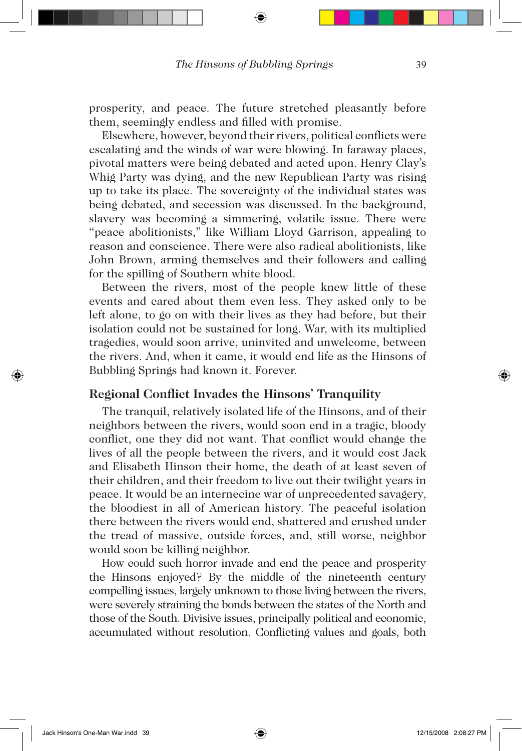prosperity, and peace. The future stretched pleasantly before them, seemingly endless and filled with promise.

Elsewhere, however, beyond their rivers, political conflicts were escalating and the winds of war were blowing. In faraway places, pivotal matters were being debated and acted upon. Henry Clay's Whig Party was dying, and the new Republican Party was rising up to take its place. The sovereignty of the individual states was being debated, and secession was discussed. In the background, slavery was becoming a simmering, volatile issue. There were "peace abolitionists," like William Lloyd Garrison, appealing to reason and conscience. There were also radical abolitionists, like John Brown, arming themselves and their followers and calling for the spilling of Southern white blood.

Between the rivers, most of the people knew little of these events and cared about them even less. They asked only to be left alone, to go on with their lives as they had before, but their isolation could not be sustained for long. War, with its multiplied tragedies, would soon arrive, uninvited and unwelcome, between the rivers. And, when it came, it would end life as the Hinsons of Bubbling Springs had known it. Forever.

## Regional Conflict Invades the Hinsons' Tranquility

The tranquil, relatively isolated life of the Hinsons, and of their neighbors between the rivers, would soon end in a tragic, bloody conflict, one they did not want. That conflict would change the lives of all the people between the rivers, and it would cost Jack and Elisabeth Hinson their home, the death of at least seven of their children, and their freedom to live out their twilight years in peace. It would be an internecine war of unprecedented savagery, the bloodiest in all of American history. The peaceful isolation there between the rivers would end, shattered and crushed under the tread of massive, outside forces, and, still worse, neighbor would soon be killing neighbor.

How could such horror invade and end the peace and prosperity the Hinsons enjoyed? By the middle of the nineteenth century compelling issues, largely unknown to those living between the rivers, were severely straining the bonds between the states of the North and those of the South. Divisive issues, principally political and economic, accumulated without resolution. Conflicting values and goals, both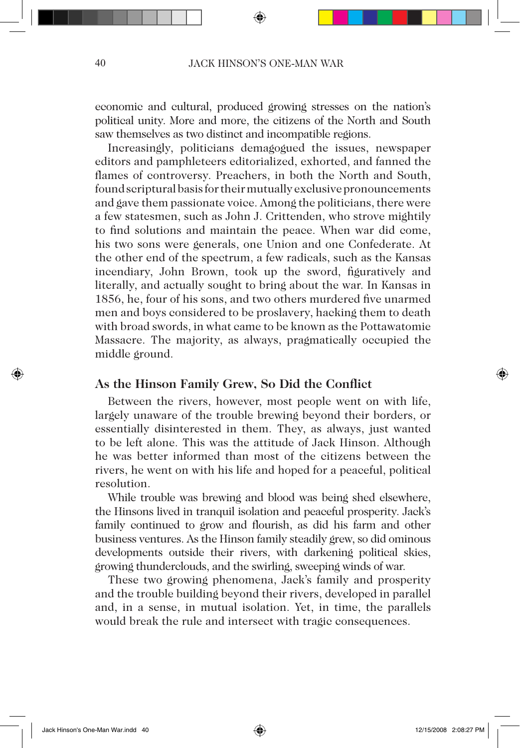economic and cultural, produced growing stresses on the nation's political unity. More and more, the citizens of the North and South saw themselves as two distinct and incompatible regions.

Increasingly, politicians demagogued the issues, newspaper editors and pamphleteers editorialized, exhorted, and fanned the flames of controversy. Preachers, in both the North and South, found scriptural basis for their mutually exclusive pronouncements and gave them passionate voice. Among the politicians, there were a few statesmen, such as John J. Crittenden, who strove mightily to find solutions and maintain the peace. When war did come, his two sons were generals, one Union and one Confederate. At the other end of the spectrum, a few radicals, such as the Kansas incendiary, John Brown, took up the sword, figuratively and literally, and actually sought to bring about the war. In Kansas in 1856, he, four of his sons, and two others murdered five unarmed men and boys considered to be proslavery, hacking them to death with broad swords, in what came to be known as the Pottawatomie Massacre. The majority, as always, pragmatically occupied the middle ground.

## As the Hinson Family Grew, So Did the Conflict

Between the rivers, however, most people went on with life, largely unaware of the trouble brewing beyond their borders, or essentially disinterested in them. They, as always, just wanted to be left alone. This was the attitude of Jack Hinson. Although he was better informed than most of the citizens between the rivers, he went on with his life and hoped for a peaceful, political resolution.

While trouble was brewing and blood was being shed elsewhere, the Hinsons lived in tranquil isolation and peaceful prosperity. Jack's family continued to grow and flourish, as did his farm and other business ventures. As the Hinson family steadily grew, so did ominous developments outside their rivers, with darkening political skies, growing thunderclouds, and the swirling, sweeping winds of war.

These two growing phenomena, Jack's family and prosperity and the trouble building beyond their rivers, developed in parallel and, in a sense, in mutual isolation. Yet, in time, the parallels would break the rule and intersect with tragic consequences.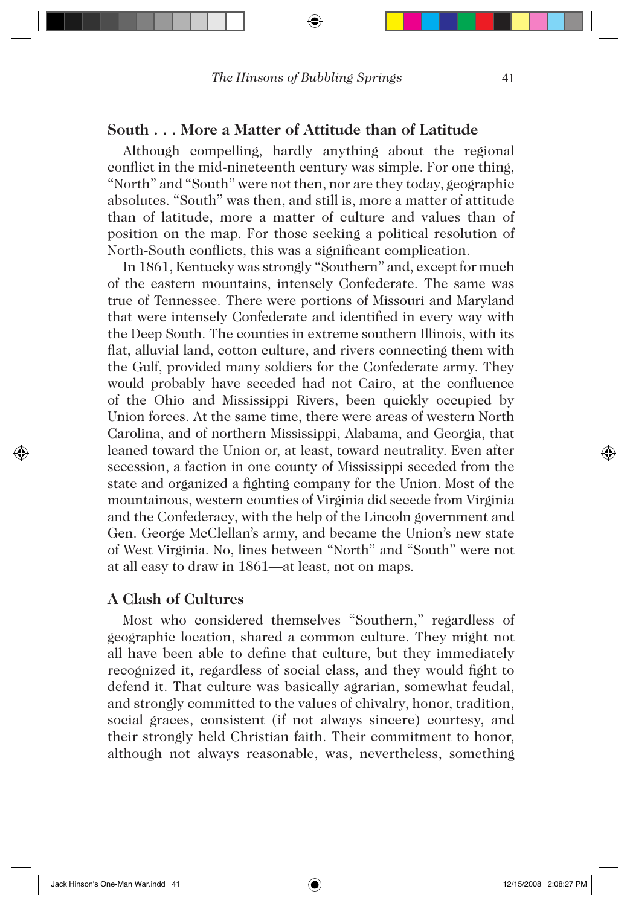## South . . . More a Matter of Attitude than of Latitude

Although compelling, hardly anything about the regional conflict in the mid-nineteenth century was simple. For one thing, "North" and "South" were not then, nor are they today, geographic absolutes. "South" was then, and still is, more a matter of attitude than of latitude, more a matter of culture and values than of position on the map. For those seeking a political resolution of North-South conflicts, this was a significant complication.

In 1861, Kentucky was strongly "Southern" and, except for much of the eastern mountains, intensely Confederate. The same was true of Tennessee. There were portions of Missouri and Maryland that were intensely Confederate and identified in every way with the Deep South. The counties in extreme southern Illinois, with its flat, alluvial land, cotton culture, and rivers connecting them with the Gulf, provided many soldiers for the Confederate army. They would probably have seceded had not Cairo, at the confluence of the Ohio and Mississippi Rivers, been quickly occupied by Union forces. At the same time, there were areas of western North Carolina, and of northern Mississippi, Alabama, and Georgia, that leaned toward the Union or, at least, toward neutrality. Even after secession, a faction in one county of Mississippi seceded from the state and organized a fighting company for the Union. Most of the mountainous, western counties of Virginia did secede from Virginia and the Confederacy, with the help of the Lincoln government and Gen. George McClellan's army, and became the Union's new state of West Virginia. No, lines between "North" and "South" were not at all easy to draw in 1861—at least, not on maps.

## A Clash of Cultures

Most who considered themselves "Southern," regardless of geographic location, shared a common culture. They might not all have been able to define that culture, but they immediately recognized it, regardless of social class, and they would fight to defend it. That culture was basically agrarian, somewhat feudal, and strongly committed to the values of chivalry, honor, tradition, social graces, consistent (if not always sincere) courtesy, and their strongly held Christian faith. Their commitment to honor, although not always reasonable, was, nevertheless, something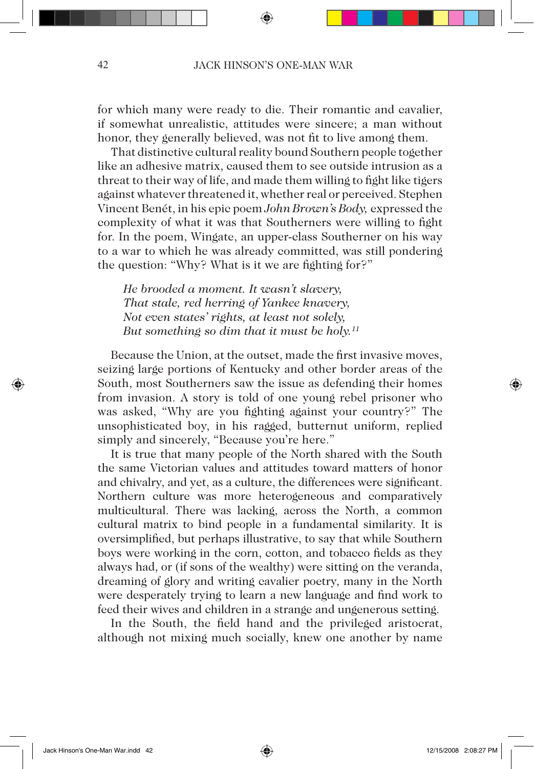for which many were ready to die. Their romantic and cavalier, if somewhat unrealistic, attitudes were sincere; a man without honor, they generally believed, was not fit to live among them.

That distinctive cultural reality bound Southern people together like an adhesive matrix, caused them to see outside intrusion as a threat to their way of life, and made them willing to fight like tigers against whatever threatened it, whether real or perceived. Stephen Vincent Benét, in his epic poem *John Brown's Body,* expressed the complexity of what it was that Southerners were willing to fight for. In the poem, Wingate, an upper-class Southerner on his way to a war to which he was already committed, was still pondering the question: "Why? What is it we are fighting for?"

> *He brooded a moment. It wasn't slavery,*
> *That stale, red herring of Yankee knavery,*
> *Not even states' rights, at least not solely,*
> *But something so dim that it must be holy.*[11]

Because the Union, at the outset, made the first invasive moves, seizing large portions of Kentucky and other border areas of the South, most Southerners saw the issue as defending their homes from invasion. A story is told of one young rebel prisoner who was asked, "Why are you fighting against your country?" The unsophisticated boy, in his ragged, butternut uniform, replied simply and sincerely, "Because you're here."

It is true that many people of the North shared with the South the same Victorian values and attitudes toward matters of honor and chivalry, and yet, as a culture, the differences were significant. Northern culture was more heterogeneous and comparatively multicultural. There was lacking, across the North, a common cultural matrix to bind people in a fundamental similarity. It is oversimplified, but perhaps illustrative, to say that while Southern boys were working in the corn, cotton, and tobacco fields as they always had, or (if sons of the wealthy) were sitting on the veranda, dreaming of glory and writing cavalier poetry, many in the North were desperately trying to learn a new language and find work to feed their wives and children in a strange and ungenerous setting.

In the South, the field hand and the privileged aristocrat, although not mixing much socially, knew one another by name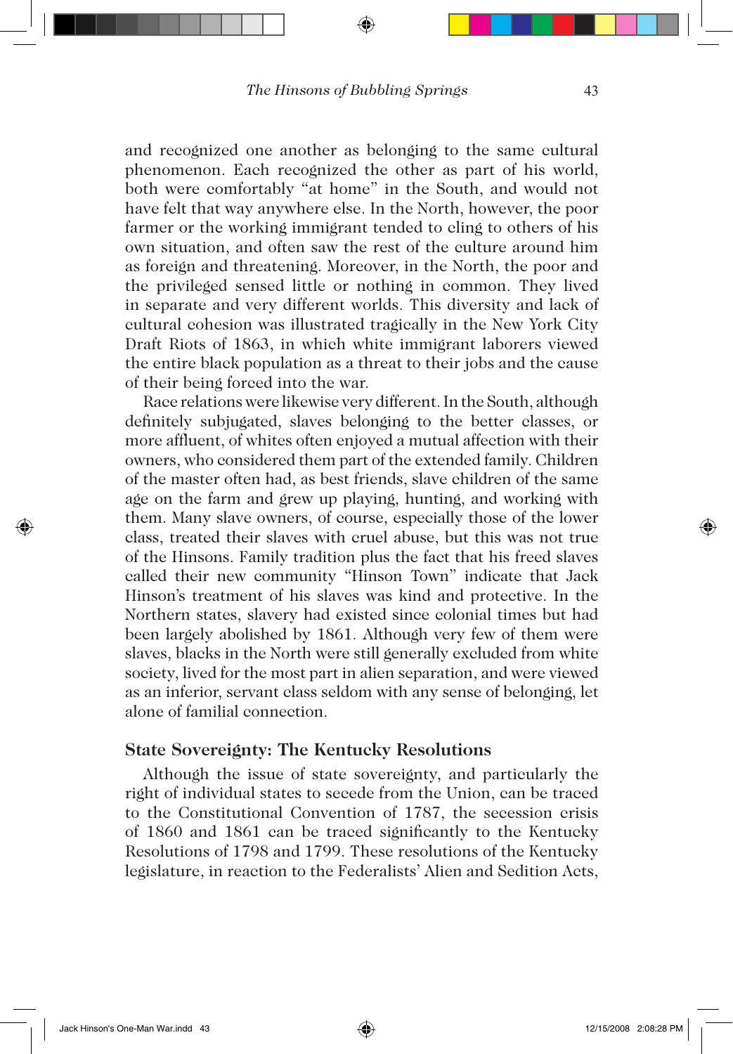and recognized one another as belonging to the same cultural phenomenon. Each recognized the other as part of his world, both were comfortably "at home" in the South, and would not have felt that way anywhere else. In the North, however, the poor farmer or the working immigrant tended to cling to others of his own situation, and often saw the rest of the culture around him as foreign and threatening. Moreover, in the North, the poor and the privileged sensed little or nothing in common. They lived in separate and very different worlds. This diversity and lack of cultural cohesion was illustrated tragically in the New York City Draft Riots of 1863, in which white immigrant laborers viewed the entire black population as a threat to their jobs and the cause of their being forced into the war.

Race relations were likewise very different. In the South, although definitely subjugated, slaves belonging to the better classes, or more affluent, of whites often enjoyed a mutual affection with their owners, who considered them part of the extended family. Children of the master often had, as best friends, slave children of the same age on the farm and grew up playing, hunting, and working with them. Many slave owners, of course, especially those of the lower class, treated their slaves with cruel abuse, but this was not true of the Hinsons. Family tradition plus the fact that his freed slaves called their new community "Hinson Town" indicate that Jack Hinson's treatment of his slaves was kind and protective. In the Northern states, slavery had existed since colonial times but had been largely abolished by 1861. Although very few of them were slaves, blacks in the North were still generally excluded from white society, lived for the most part in alien separation, and were viewed as an inferior, servant class seldom with any sense of belonging, let alone of familial connection.

## State Sovereignty: The Kentucky Resolutions

Although the issue of state sovereignty, and particularly the right of individual states to secede from the Union, can be traced to the Constitutional Convention of 1787, the secession crisis of 1860 and 1861 can be traced significantly to the Kentucky Resolutions of 1798 and 1799. These resolutions of the Kentucky legislature, in reaction to the Federalists' Alien and Sedition Acts,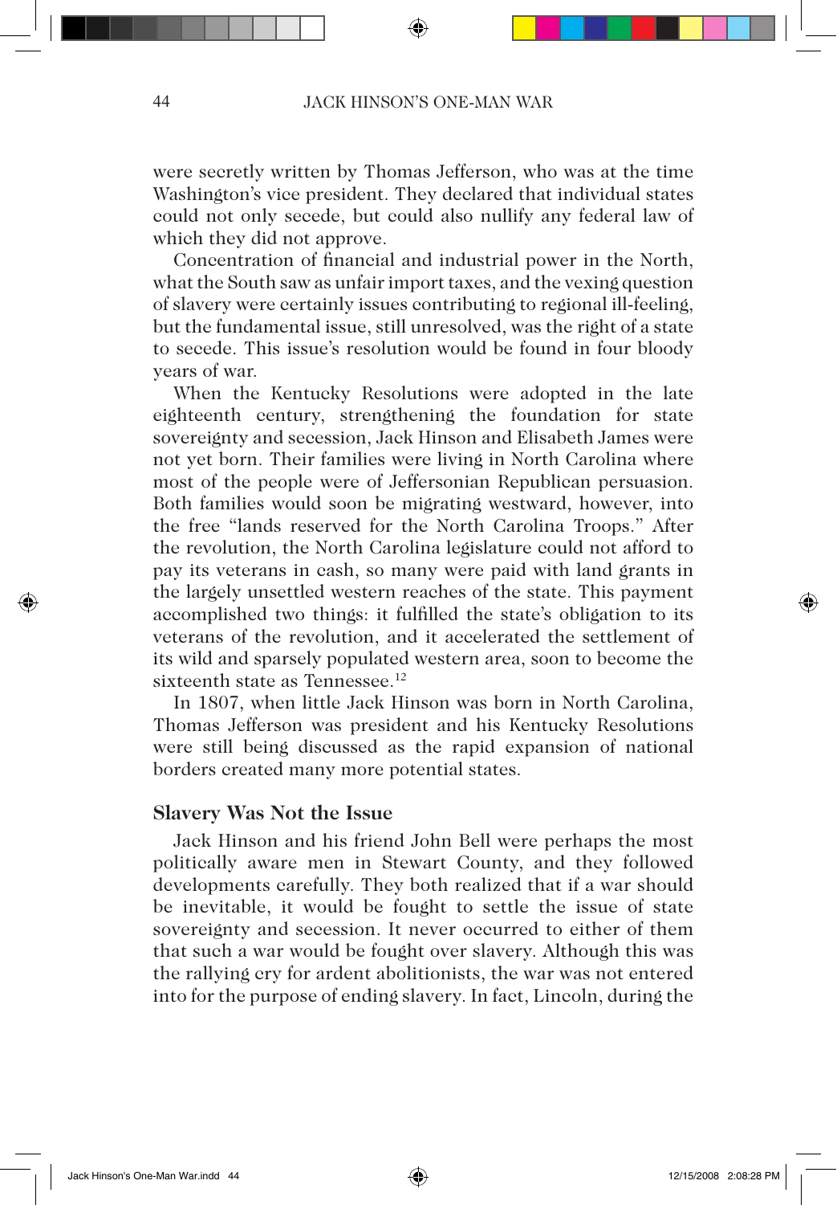were secretly written by Thomas Jefferson, who was at the time Washington's vice president. They declared that individual states could not only secede, but could also nullify any federal law of which they did not approve.

Concentration of financial and industrial power in the North, what the South saw as unfair import taxes, and the vexing question of slavery were certainly issues contributing to regional ill-feeling, but the fundamental issue, still unresolved, was the right of a state to secede. This issue's resolution would be found in four bloody years of war.

When the Kentucky Resolutions were adopted in the late eighteenth century, strengthening the foundation for state sovereignty and secession, Jack Hinson and Elisabeth James were not yet born. Their families were living in North Carolina where most of the people were of Jeffersonian Republican persuasion. Both families would soon be migrating westward, however, into the free "lands reserved for the North Carolina Troops." After the revolution, the North Carolina legislature could not afford to pay its veterans in cash, so many were paid with land grants in the largely unsettled western reaches of the state. This payment accomplished two things: it fulfilled the state's obligation to its veterans of the revolution, and it accelerated the settlement of its wild and sparsely populated western area, soon to become the sixteenth state as Tennessee.[12]

In 1807, when little Jack Hinson was born in North Carolina, Thomas Jefferson was president and his Kentucky Resolutions were still being discussed as the rapid expansion of national borders created many more potential states.

## Slavery Was Not the Issue

Jack Hinson and his friend John Bell were perhaps the most politically aware men in Stewart County, and they followed developments carefully. They both realized that if a war should be inevitable, it would be fought to settle the issue of state sovereignty and secession. It never occurred to either of them that such a war would be fought over slavery. Although this was the rallying cry for ardent abolitionists, the war was not entered into for the purpose of ending slavery. In fact, Lincoln, during the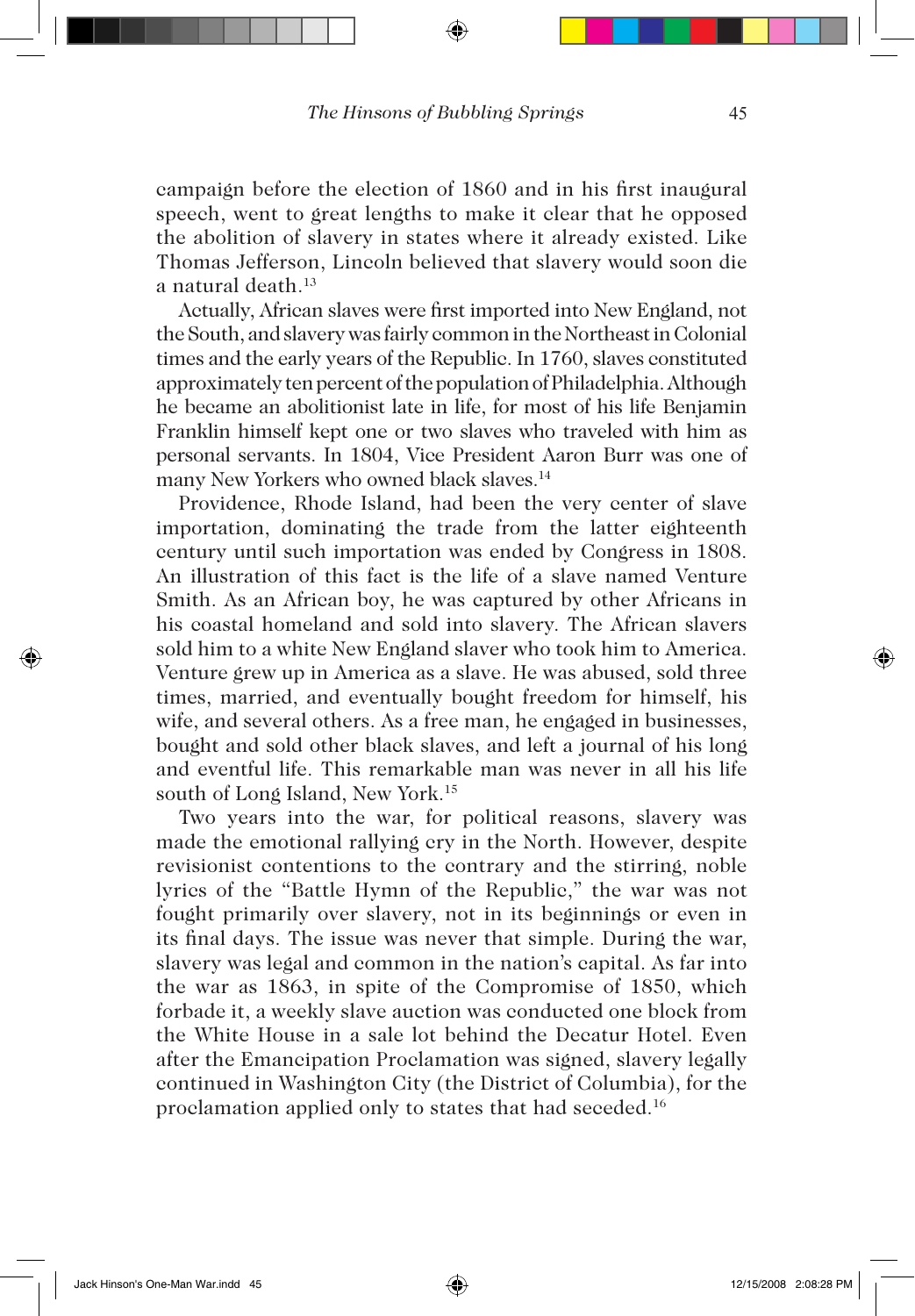campaign before the election of 1860 and in his first inaugural speech, went to great lengths to make it clear that he opposed the abolition of slavery in states where it already existed. Like Thomas Jefferson, Lincoln believed that slavery would soon die a natural death.[13]

Actually, African slaves were first imported into New England, not the South, and slavery was fairly common in the Northeast in Colonial times and the early years of the Republic. In 1760, slaves constituted approximately ten percent of the population of Philadelphia. Although he became an abolitionist late in life, for most of his life Benjamin Franklin himself kept one or two slaves who traveled with him as personal servants. In 1804, Vice President Aaron Burr was one of many New Yorkers who owned black slaves.[14]

Providence, Rhode Island, had been the very center of slave importation, dominating the trade from the latter eighteenth century until such importation was ended by Congress in 1808. An illustration of this fact is the life of a slave named Venture Smith. As an African boy, he was captured by other Africans in his coastal homeland and sold into slavery. The African slavers sold him to a white New England slaver who took him to America. Venture grew up in America as a slave. He was abused, sold three times, married, and eventually bought freedom for himself, his wife, and several others. As a free man, he engaged in businesses, bought and sold other black slaves, and left a journal of his long and eventful life. This remarkable man was never in all his life south of Long Island, New York.[15]

Two years into the war, for political reasons, slavery was made the emotional rallying cry in the North. However, despite revisionist contentions to the contrary and the stirring, noble lyrics of the "Battle Hymn of the Republic," the war was not fought primarily over slavery, not in its beginnings or even in its final days. The issue was never that simple. During the war, slavery was legal and common in the nation's capital. As far into the war as 1863, in spite of the Compromise of 1850, which forbade it, a weekly slave auction was conducted one block from the White House in a sale lot behind the Decatur Hotel. Even after the Emancipation Proclamation was signed, slavery legally continued in Washington City (the District of Columbia), for the proclamation applied only to states that had seceded.[16]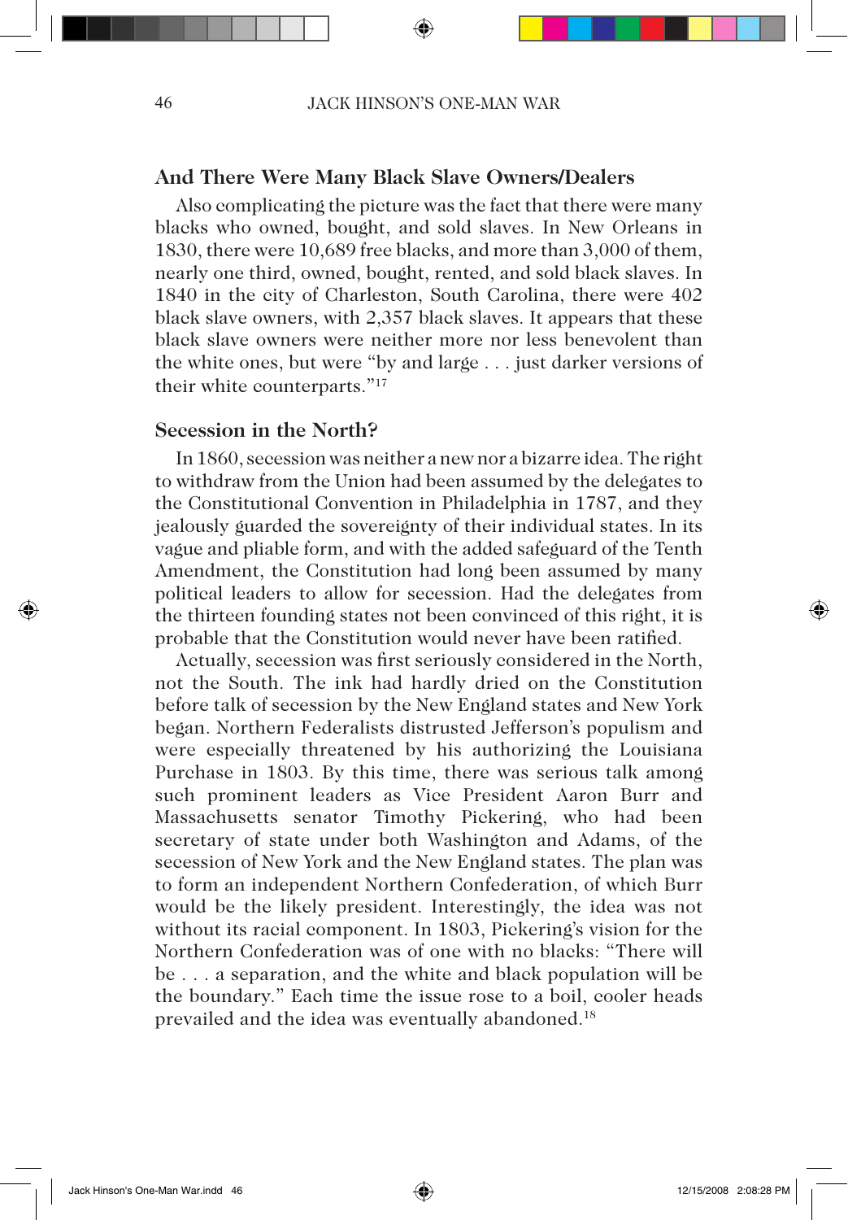## And There Were Many Black Slave Owners/Dealers

Also complicating the picture was the fact that there were many blacks who owned, bought, and sold slaves. In New Orleans in 1830, there were 10,689 free blacks, and more than 3,000 of them, nearly one third, owned, bought, rented, and sold black slaves. In 1840 in the city of Charleston, South Carolina, there were 402 black slave owners, with 2,357 black slaves. It appears that these black slave owners were neither more nor less benevolent than the white ones, but were "by and large . . . just darker versions of their white counterparts."[17]

## Secession in the North?

In 1860, secession was neither a new nor a bizarre idea. The right to withdraw from the Union had been assumed by the delegates to the Constitutional Convention in Philadelphia in 1787, and they jealously guarded the sovereignty of their individual states. In its vague and pliable form, and with the added safeguard of the Tenth Amendment, the Constitution had long been assumed by many political leaders to allow for secession. Had the delegates from the thirteen founding states not been convinced of this right, it is probable that the Constitution would never have been ratified.

Actually, secession was first seriously considered in the North, not the South. The ink had hardly dried on the Constitution before talk of secession by the New England states and New York began. Northern Federalists distrusted Jefferson's populism and were especially threatened by his authorizing the Louisiana Purchase in 1803. By this time, there was serious talk among such prominent leaders as Vice President Aaron Burr and Massachusetts senator Timothy Pickering, who had been secretary of state under both Washington and Adams, of the secession of New York and the New England states. The plan was to form an independent Northern Confederation, of which Burr would be the likely president. Interestingly, the idea was not without its racial component. In 1803, Pickering's vision for the Northern Confederation was of one with no blacks: "There will be . . . a separation, and the white and black population will be the boundary." Each time the issue rose to a boil, cooler heads prevailed and the idea was eventually abandoned.[18]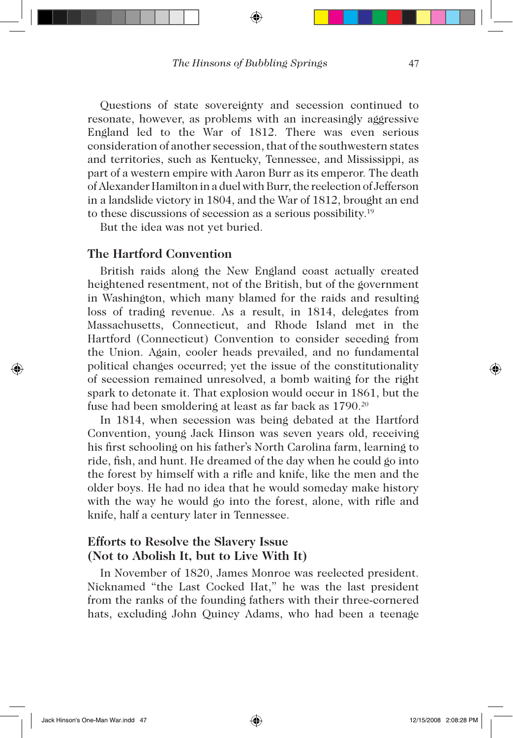Questions of state sovereignty and secession continued to resonate, however, as problems with an increasingly aggressive England led to the War of 1812. There was even serious consideration of another secession, that of the southwestern states and territories, such as Kentucky, Tennessee, and Mississippi, as part of a western empire with Aaron Burr as its emperor. The death of Alexander Hamilton in a duel with Burr, the reelection of Jefferson in a landslide victory in 1804, and the War of 1812, brought an end to these discussions of secession as a serious possibility.[19]

But the idea was not yet buried.

## The Hartford Convention

British raids along the New England coast actually created heightened resentment, not of the British, but of the government in Washington, which many blamed for the raids and resulting loss of trading revenue. As a result, in 1814, delegates from Massachusetts, Connecticut, and Rhode Island met in the Hartford (Connecticut) Convention to consider seceding from the Union. Again, cooler heads prevailed, and no fundamental political changes occurred; yet the issue of the constitutionality of secession remained unresolved, a bomb waiting for the right spark to detonate it. That explosion would occur in 1861, but the fuse had been smoldering at least as far back as 1790.[20]

In 1814, when secession was being debated at the Hartford Convention, young Jack Hinson was seven years old, receiving his first schooling on his father's North Carolina farm, learning to ride, fish, and hunt. He dreamed of the day when he could go into the forest by himself with a rifle and knife, like the men and the older boys. He had no idea that he would someday make history with the way he would go into the forest, alone, with rifle and knife, half a century later in Tennessee.

## Efforts to Resolve the Slavery Issue (Not to Abolish It, but to Live With It)

In November of 1820, James Monroe was reelected president. Nicknamed "the Last Cocked Hat," he was the last president from the ranks of the founding fathers with their three-cornered hats, excluding John Quincy Adams, who had been a teenage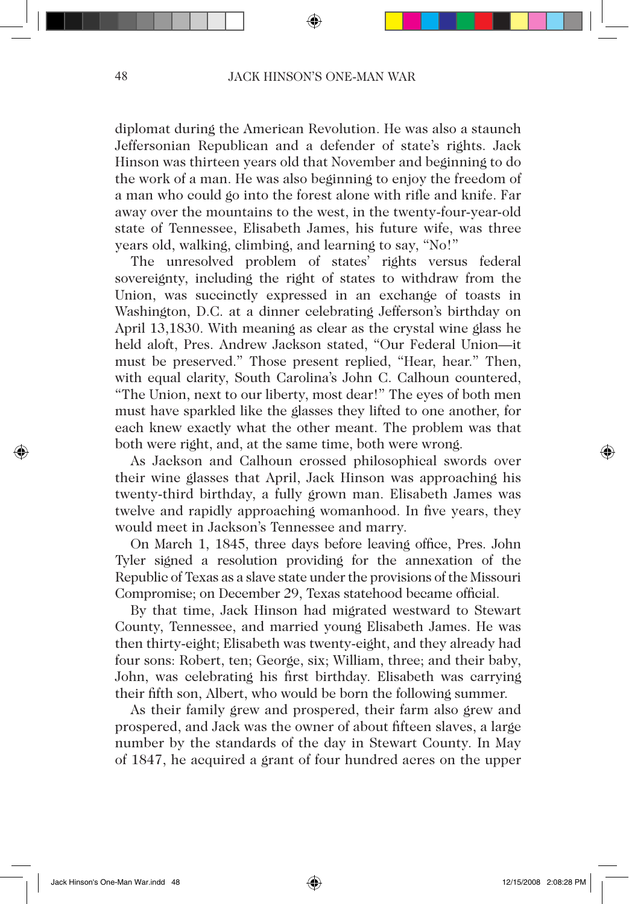diplomat during the American Revolution. He was also a staunch Jeffersonian Republican and a defender of state's rights. Jack Hinson was thirteen years old that November and beginning to do the work of a man. He was also beginning to enjoy the freedom of a man who could go into the forest alone with rifle and knife. Far away over the mountains to the west, in the twenty-four-year-old state of Tennessee, Elisabeth James, his future wife, was three years old, walking, climbing, and learning to say, "No!"

The unresolved problem of states' rights versus federal sovereignty, including the right of states to withdraw from the Union, was succinctly expressed in an exchange of toasts in Washington, D.C. at a dinner celebrating Jefferson's birthday on April 13,1830. With meaning as clear as the crystal wine glass he held aloft, Pres. Andrew Jackson stated, "Our Federal Union—it must be preserved." Those present replied, "Hear, hear." Then, with equal clarity, South Carolina's John C. Calhoun countered, "The Union, next to our liberty, most dear!" The eyes of both men must have sparkled like the glasses they lifted to one another, for each knew exactly what the other meant. The problem was that both were right, and, at the same time, both were wrong.

As Jackson and Calhoun crossed philosophical swords over their wine glasses that April, Jack Hinson was approaching his twenty-third birthday, a fully grown man. Elisabeth James was twelve and rapidly approaching womanhood. In five years, they would meet in Jackson's Tennessee and marry.

On March 1, 1845, three days before leaving office, Pres. John Tyler signed a resolution providing for the annexation of the Republic of Texas as a slave state under the provisions of the Missouri Compromise; on December 29, Texas statehood became official.

By that time, Jack Hinson had migrated westward to Stewart County, Tennessee, and married young Elisabeth James. He was then thirty-eight; Elisabeth was twenty-eight, and they already had four sons: Robert, ten; George, six; William, three; and their baby, John, was celebrating his first birthday. Elisabeth was carrying their fifth son, Albert, who would be born the following summer.

As their family grew and prospered, their farm also grew and prospered, and Jack was the owner of about fifteen slaves, a large number by the standards of the day in Stewart County. In May of 1847, he acquired a grant of four hundred acres on the upper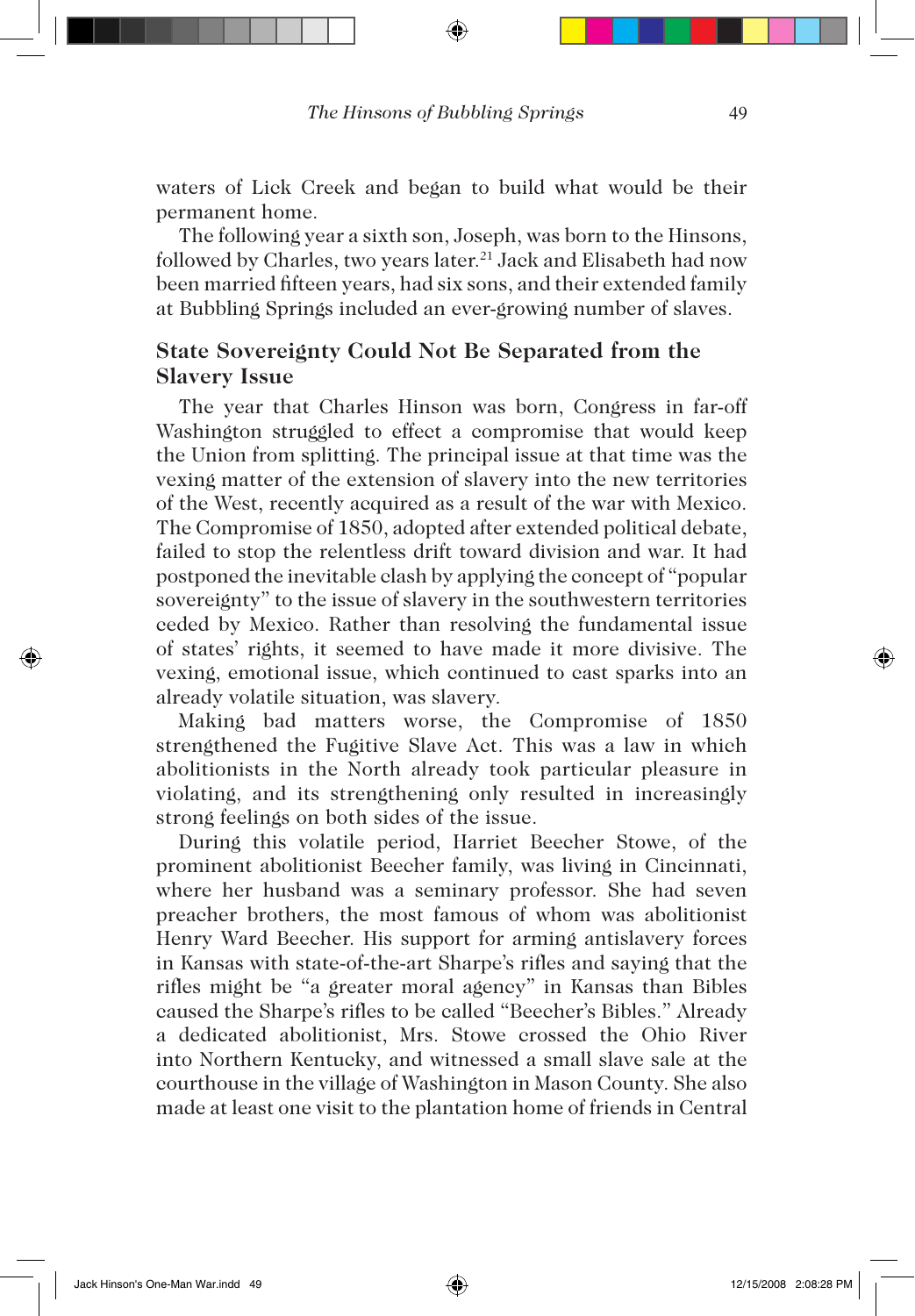waters of Lick Creek and began to build what would be their permanent home.

The following year a sixth son, Joseph, was born to the Hinsons, followed by Charles, two years later.[21] Jack and Elisabeth had now been married fifteen years, had six sons, and their extended family at Bubbling Springs included an ever-growing number of slaves.

## State Sovereignty Could Not Be Separated from the Slavery Issue

The year that Charles Hinson was born, Congress in far-off Washington struggled to effect a compromise that would keep the Union from splitting. The principal issue at that time was the vexing matter of the extension of slavery into the new territories of the West, recently acquired as a result of the war with Mexico. The Compromise of 1850, adopted after extended political debate, failed to stop the relentless drift toward division and war. It had postponed the inevitable clash by applying the concept of "popular sovereignty" to the issue of slavery in the southwestern territories ceded by Mexico. Rather than resolving the fundamental issue of states' rights, it seemed to have made it more divisive. The vexing, emotional issue, which continued to cast sparks into an already volatile situation, was slavery.

Making bad matters worse, the Compromise of 1850 strengthened the Fugitive Slave Act. This was a law in which abolitionists in the North already took particular pleasure in violating, and its strengthening only resulted in increasingly strong feelings on both sides of the issue.

During this volatile period, Harriet Beecher Stowe, of the prominent abolitionist Beecher family, was living in Cincinnati, where her husband was a seminary professor. She had seven preacher brothers, the most famous of whom was abolitionist Henry Ward Beecher. His support for arming antislavery forces in Kansas with state-of-the-art Sharpe's rifles and saying that the rifles might be "a greater moral agency" in Kansas than Bibles caused the Sharpe's rifles to be called "Beecher's Bibles." Already a dedicated abolitionist, Mrs. Stowe crossed the Ohio River into Northern Kentucky, and witnessed a small slave sale at the courthouse in the village of Washington in Mason County. She also made at least one visit to the plantation home of friends in Central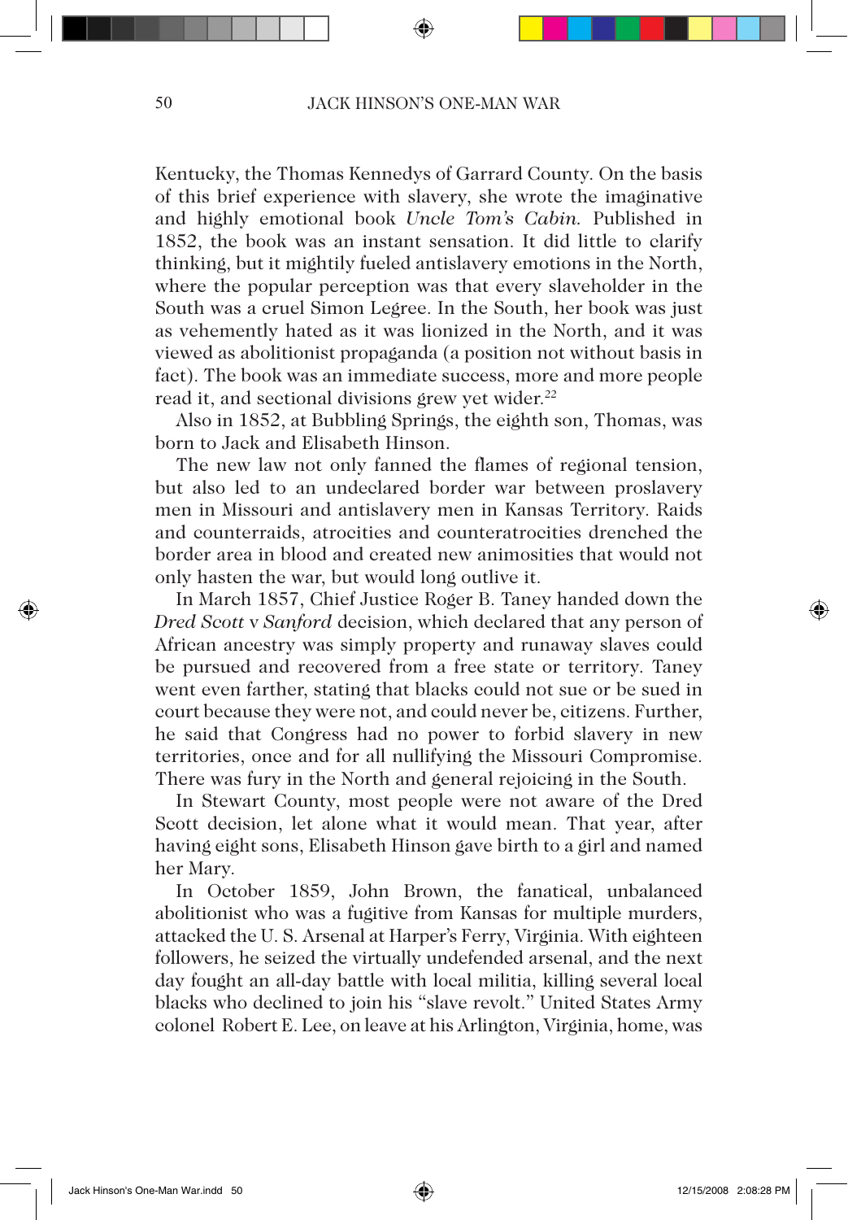Kentucky, the Thomas Kennedys of Garrard County. On the basis of this brief experience with slavery, she wrote the imaginative and highly emotional book *Uncle Tom's Cabin.* Published in 1852, the book was an instant sensation. It did little to clarify thinking, but it mightily fueled antislavery emotions in the North, where the popular perception was that every slaveholder in the South was a cruel Simon Legree. In the South, her book was just as vehemently hated as it was lionized in the North, and it was viewed as abolitionist propaganda (a position not without basis in fact). The book was an immediate success, more and more people read it, and sectional divisions grew yet wider.[22]

Also in 1852, at Bubbling Springs, the eighth son, Thomas, was born to Jack and Elisabeth Hinson.

The new law not only fanned the flames of regional tension, but also led to an undeclared border war between proslavery men in Missouri and antislavery men in Kansas Territory. Raids and counterraids, atrocities and counteratrocities drenched the border area in blood and created new animosities that would not only hasten the war, but would long outlive it.

In March 1857, Chief Justice Roger B. Taney handed down the *Dred Scott* v *Sanford* decision, which declared that any person of African ancestry was simply property and runaway slaves could be pursued and recovered from a free state or territory. Taney went even farther, stating that blacks could not sue or be sued in court because they were not, and could never be, citizens. Further, he said that Congress had no power to forbid slavery in new territories, once and for all nullifying the Missouri Compromise. There was fury in the North and general rejoicing in the South.

In Stewart County, most people were not aware of the Dred Scott decision, let alone what it would mean. That year, after having eight sons, Elisabeth Hinson gave birth to a girl and named her Mary.

In October 1859, John Brown, the fanatical, unbalanced abolitionist who was a fugitive from Kansas for multiple murders, attacked the U. S. Arsenal at Harper's Ferry, Virginia. With eighteen followers, he seized the virtually undefended arsenal, and the next day fought an all-day battle with local militia, killing several local blacks who declined to join his "slave revolt." United States Army colonel Robert E. Lee, on leave at his Arlington, Virginia, home, was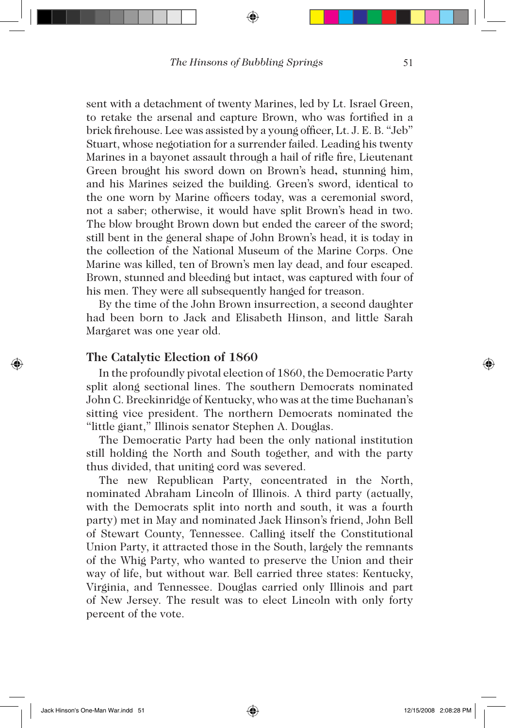sent with a detachment of twenty Marines, led by Lt. Israel Green, to retake the arsenal and capture Brown, who was fortified in a brick firehouse. Lee was assisted by a young officer, Lt. J. E. B. "Jeb" Stuart, whose negotiation for a surrender failed. Leading his twenty Marines in a bayonet assault through a hail of rifle fire, Lieutenant Green brought his sword down on Brown's head, stunning him, and his Marines seized the building. Green's sword, identical to the one worn by Marine officers today, was a ceremonial sword, not a saber; otherwise, it would have split Brown's head in two. The blow brought Brown down but ended the career of the sword; still bent in the general shape of John Brown's head, it is today in the collection of the National Museum of the Marine Corps. One Marine was killed, ten of Brown's men lay dead, and four escaped. Brown, stunned and bleeding but intact, was captured with four of his men. They were all subsequently hanged for treason.

By the time of the John Brown insurrection, a second daughter had been born to Jack and Elisabeth Hinson, and little Sarah Margaret was one year old.

## The Catalytic Election of 1860

In the profoundly pivotal election of 1860, the Democratic Party split along sectional lines. The southern Democrats nominated John C. Breckinridge of Kentucky, who was at the time Buchanan's sitting vice president. The northern Democrats nominated the "little giant," Illinois senator Stephen A. Douglas.

The Democratic Party had been the only national institution still holding the North and South together, and with the party thus divided, that uniting cord was severed.

The new Republican Party, concentrated in the North, nominated Abraham Lincoln of Illinois. A third party (actually, with the Democrats split into north and south, it was a fourth party) met in May and nominated Jack Hinson's friend, John Bell of Stewart County, Tennessee. Calling itself the Constitutional Union Party, it attracted those in the South, largely the remnants of the Whig Party, who wanted to preserve the Union and their way of life, but without war. Bell carried three states: Kentucky, Virginia, and Tennessee. Douglas carried only Illinois and part of New Jersey. The result was to elect Lincoln with only forty percent of the vote.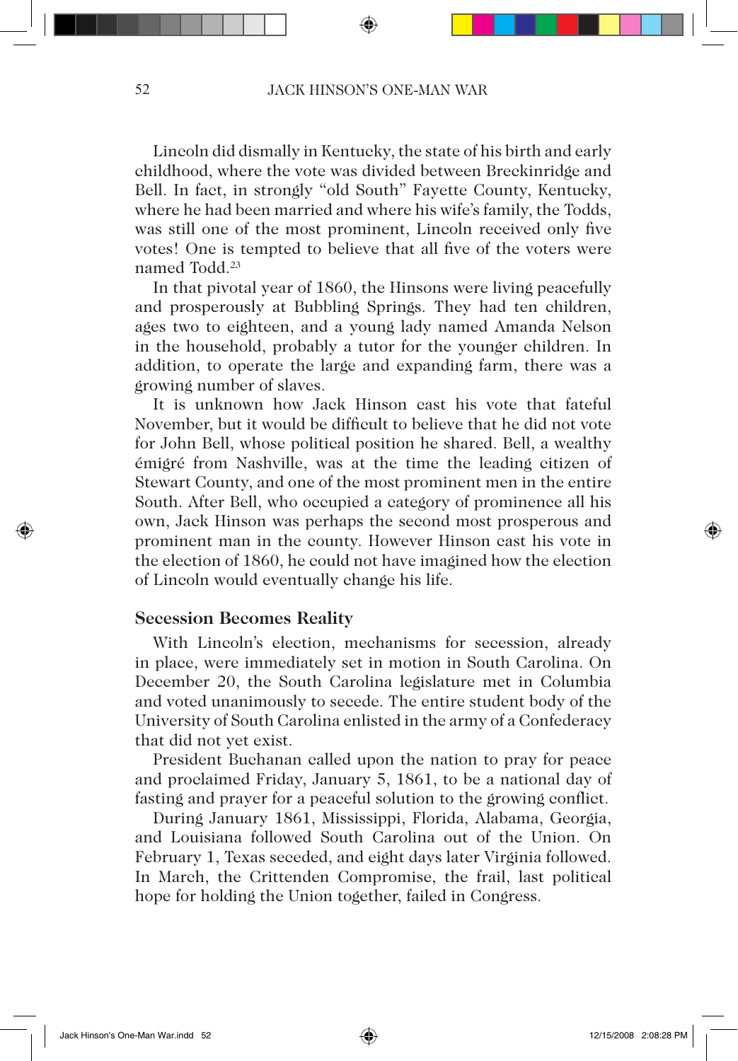Lincoln did dismally in Kentucky, the state of his birth and early childhood, where the vote was divided between Breckinridge and Bell. In fact, in strongly "old South" Fayette County, Kentucky, where he had been married and where his wife's family, the Todds, was still one of the most prominent, Lincoln received only five votes! One is tempted to believe that all five of the voters were named Todd.[23]

In that pivotal year of 1860, the Hinsons were living peacefully and prosperously at Bubbling Springs. They had ten children, ages two to eighteen, and a young lady named Amanda Nelson in the household, probably a tutor for the younger children. In addition, to operate the large and expanding farm, there was a growing number of slaves.

It is unknown how Jack Hinson cast his vote that fateful November, but it would be difficult to believe that he did not vote for John Bell, whose political position he shared. Bell, a wealthy émigré from Nashville, was at the time the leading citizen of Stewart County, and one of the most prominent men in the entire South. After Bell, who occupied a category of prominence all his own, Jack Hinson was perhaps the second most prosperous and prominent man in the county. However Hinson cast his vote in the election of 1860, he could not have imagined how the election of Lincoln would eventually change his life.

## Secession Becomes Reality

With Lincoln's election, mechanisms for secession, already in place, were immediately set in motion in South Carolina. On December 20, the South Carolina legislature met in Columbia and voted unanimously to secede. The entire student body of the University of South Carolina enlisted in the army of a Confederacy that did not yet exist.

President Buchanan called upon the nation to pray for peace and proclaimed Friday, January 5, 1861, to be a national day of fasting and prayer for a peaceful solution to the growing conflict.

During January 1861, Mississippi, Florida, Alabama, Georgia, and Louisiana followed South Carolina out of the Union. On February 1, Texas seceded, and eight days later Virginia followed. In March, the Crittenden Compromise, the frail, last political hope for holding the Union together, failed in Congress.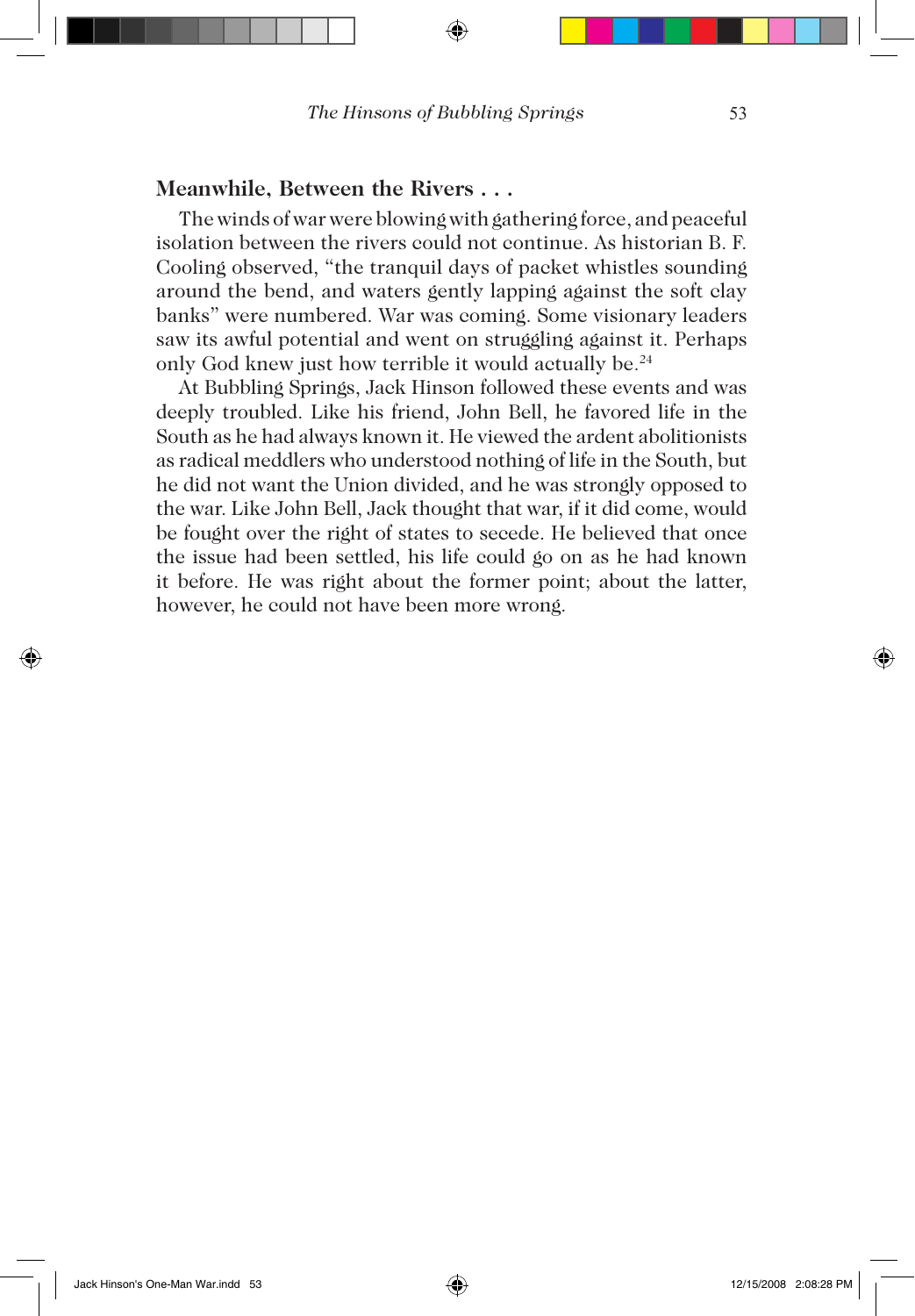### Meanwhile, Between the Rivers . . .

The winds of war were blowing with gathering force, and peaceful isolation between the rivers could not continue. As historian B. F. Cooling observed, "the tranquil days of packet whistles sounding around the bend, and waters gently lapping against the soft clay banks" were numbered. War was coming. Some visionary leaders saw its awful potential and went on struggling against it. Perhaps only God knew just how terrible it would actually be.[24]

At Bubbling Springs, Jack Hinson followed these events and was deeply troubled. Like his friend, John Bell, he favored life in the South as he had always known it. He viewed the ardent abolitionists as radical meddlers who understood nothing of life in the South, but he did not want the Union divided, and he was strongly opposed to the war. Like John Bell, Jack thought that war, if it did come, would be fought over the right of states to secede. He believed that once the issue had been settled, his life could go on as he had known it before. He was right about the former point; about the latter, however, he could not have been more wrong.